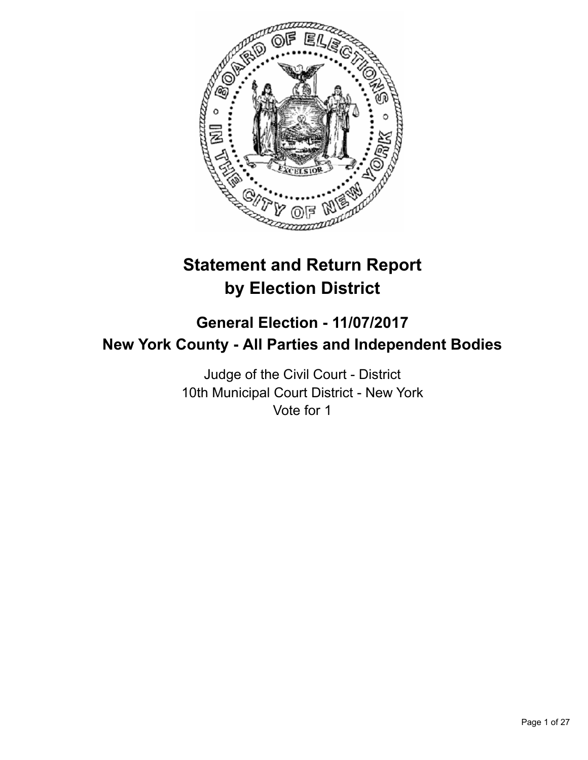# Statement and Return Report by Election District

## General Election - 11/07/2017
## New York County - All Parties and Independent Bodies

Judge of the Civil Court - District
10th Municipal Court District - New York
Vote for 1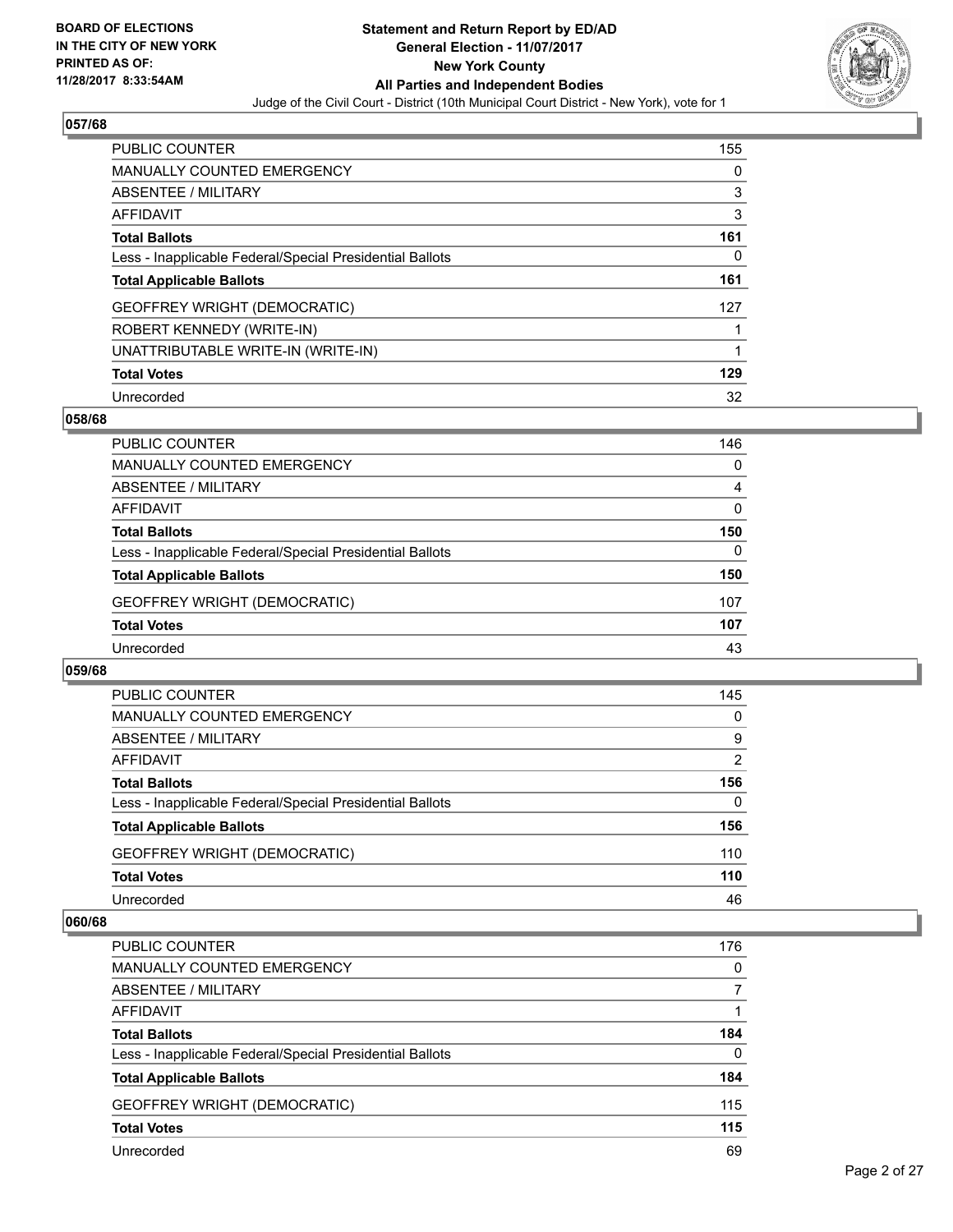BOARD OF ELECTIONS
IN THE CITY OF NEW YORK
PRINTED AS OF:
11/28/2017 8:33:54AM

**Statement and Return Report by ED/AD**
**General Election - 11/07/2017**
**New York County**
**All Parties and Independent Bodies**
Judge of the Civil Court - District (10th Municipal Court District - New York), vote for 1

### 057/68

| | |
|---|---|
| PUBLIC COUNTER | 155 |
| MANUALLY COUNTED EMERGENCY | 0 |
| ABSENTEE / MILITARY | 3 |
| AFFIDAVIT | 3 |
| **Total Ballots** | **161** |
| Less - Inapplicable Federal/Special Presidential Ballots | 0 |
| **Total Applicable Ballots** | **161** |
| GEOFFREY WRIGHT (DEMOCRATIC) | 127 |
| ROBERT KENNEDY (WRITE-IN) | 1 |
| UNATTRIBUTABLE WRITE-IN (WRITE-IN) | 1 |
| **Total Votes** | **129** |
| Unrecorded | 32 |

### 058/68

| | |
|---|---|
| PUBLIC COUNTER | 146 |
| MANUALLY COUNTED EMERGENCY | 0 |
| ABSENTEE / MILITARY | 4 |
| AFFIDAVIT | 0 |
| **Total Ballots** | **150** |
| Less - Inapplicable Federal/Special Presidential Ballots | 0 |
| **Total Applicable Ballots** | **150** |
| GEOFFREY WRIGHT (DEMOCRATIC) | 107 |
| **Total Votes** | **107** |
| Unrecorded | 43 |

### 059/68

| | |
|---|---|
| PUBLIC COUNTER | 145 |
| MANUALLY COUNTED EMERGENCY | 0 |
| ABSENTEE / MILITARY | 9 |
| AFFIDAVIT | 2 |
| **Total Ballots** | **156** |
| Less - Inapplicable Federal/Special Presidential Ballots | 0 |
| **Total Applicable Ballots** | **156** |
| GEOFFREY WRIGHT (DEMOCRATIC) | 110 |
| **Total Votes** | **110** |
| Unrecorded | 46 |

### 060/68

| | |
|---|---|
| PUBLIC COUNTER | 176 |
| MANUALLY COUNTED EMERGENCY | 0 |
| ABSENTEE / MILITARY | 7 |
| AFFIDAVIT | 1 |
| **Total Ballots** | **184** |
| Less - Inapplicable Federal/Special Presidential Ballots | 0 |
| **Total Applicable Ballots** | **184** |
| GEOFFREY WRIGHT (DEMOCRATIC) | 115 |
| **Total Votes** | **115** |
| Unrecorded | 69 |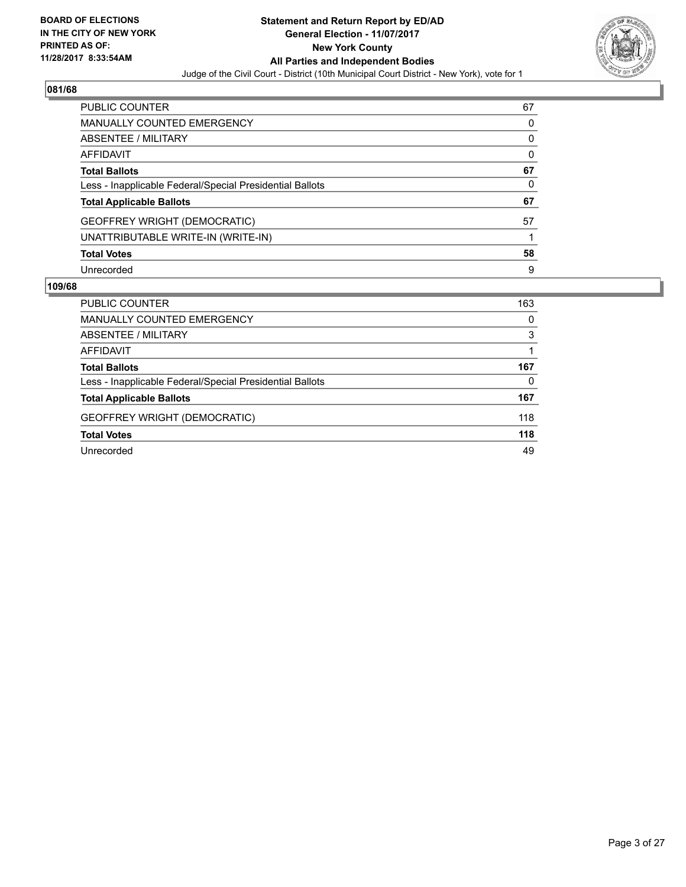**BOARD OF ELECTIONS IN THE CITY OF NEW YORK PRINTED AS OF: 11/28/2017 8:33:54AM**

# Statement and Return Report by ED/AD
## General Election - 11/07/2017
## New York County
## All Parties and Independent Bodies

Judge of the Civil Court - District (10th Municipal Court District - New York), vote for 1

### 081/68

| | |
|---|---|
| PUBLIC COUNTER | 67 |
| MANUALLY COUNTED EMERGENCY | 0 |
| ABSENTEE / MILITARY | 0 |
| AFFIDAVIT | 0 |
| **Total Ballots** | **67** |
| Less - Inapplicable Federal/Special Presidential Ballots | 0 |
| **Total Applicable Ballots** | **67** |
| GEOFFREY WRIGHT (DEMOCRATIC) | 57 |
| UNATTRIBUTABLE WRITE-IN (WRITE-IN) | 1 |
| **Total Votes** | **58** |
| Unrecorded | 9 |

### 109/68

| | |
|---|---|
| PUBLIC COUNTER | 163 |
| MANUALLY COUNTED EMERGENCY | 0 |
| ABSENTEE / MILITARY | 3 |
| AFFIDAVIT | 1 |
| **Total Ballots** | **167** |
| Less - Inapplicable Federal/Special Presidential Ballots | 0 |
| **Total Applicable Ballots** | **167** |
| GEOFFREY WRIGHT (DEMOCRATIC) | 118 |
| **Total Votes** | **118** |
| Unrecorded | 49 |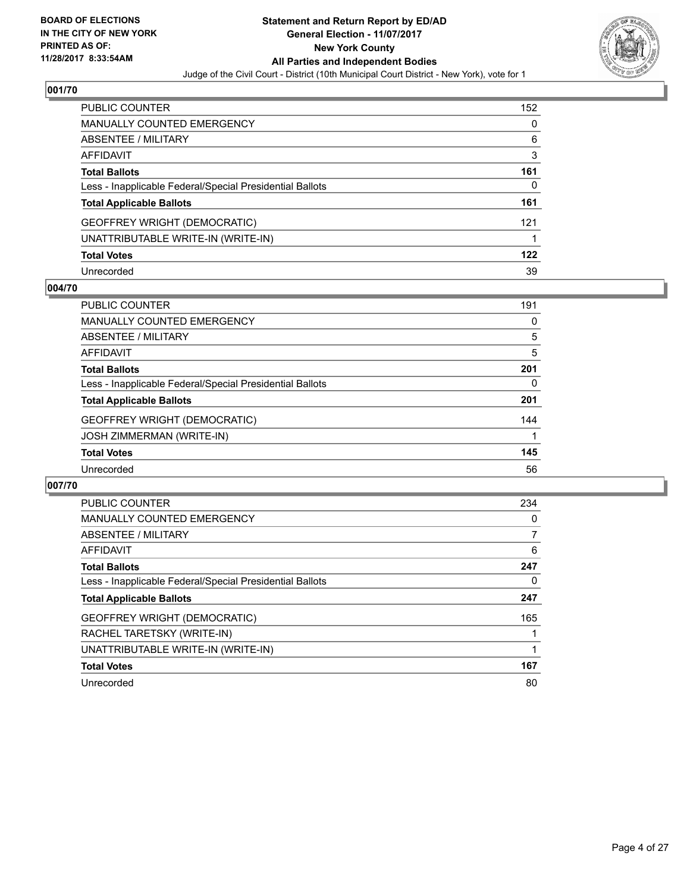**BOARD OF ELECTIONS IN THE CITY OF NEW YORK PRINTED AS OF: 11/28/2017 8:33:54AM**

# Statement and Return Report by ED/AD
## General Election - 11/07/2017
## New York County
## All Parties and Independent Bodies
Judge of the Civil Court - District (10th Municipal Court District - New York), vote for 1

### 001/70

| | |
|---|---|
| PUBLIC COUNTER | 152 |
| MANUALLY COUNTED EMERGENCY | 0 |
| ABSENTEE / MILITARY | 6 |
| AFFIDAVIT | 3 |
| **Total Ballots** | **161** |
| Less - Inapplicable Federal/Special Presidential Ballots | 0 |
| **Total Applicable Ballots** | **161** |
| GEOFFREY WRIGHT (DEMOCRATIC) | 121 |
| UNATTRIBUTABLE WRITE-IN (WRITE-IN) | 1 |
| **Total Votes** | **122** |
| Unrecorded | 39 |

### 004/70

| | |
|---|---|
| PUBLIC COUNTER | 191 |
| MANUALLY COUNTED EMERGENCY | 0 |
| ABSENTEE / MILITARY | 5 |
| AFFIDAVIT | 5 |
| **Total Ballots** | **201** |
| Less - Inapplicable Federal/Special Presidential Ballots | 0 |
| **Total Applicable Ballots** | **201** |
| GEOFFREY WRIGHT (DEMOCRATIC) | 144 |
| JOSH ZIMMERMAN (WRITE-IN) | 1 |
| **Total Votes** | **145** |
| Unrecorded | 56 |

### 007/70

| | |
|---|---|
| PUBLIC COUNTER | 234 |
| MANUALLY COUNTED EMERGENCY | 0 |
| ABSENTEE / MILITARY | 7 |
| AFFIDAVIT | 6 |
| **Total Ballots** | **247** |
| Less - Inapplicable Federal/Special Presidential Ballots | 0 |
| **Total Applicable Ballots** | **247** |
| GEOFFREY WRIGHT (DEMOCRATIC) | 165 |
| RACHEL TARETSKY (WRITE-IN) | 1 |
| UNATTRIBUTABLE WRITE-IN (WRITE-IN) | 1 |
| **Total Votes** | **167** |
| Unrecorded | 80 |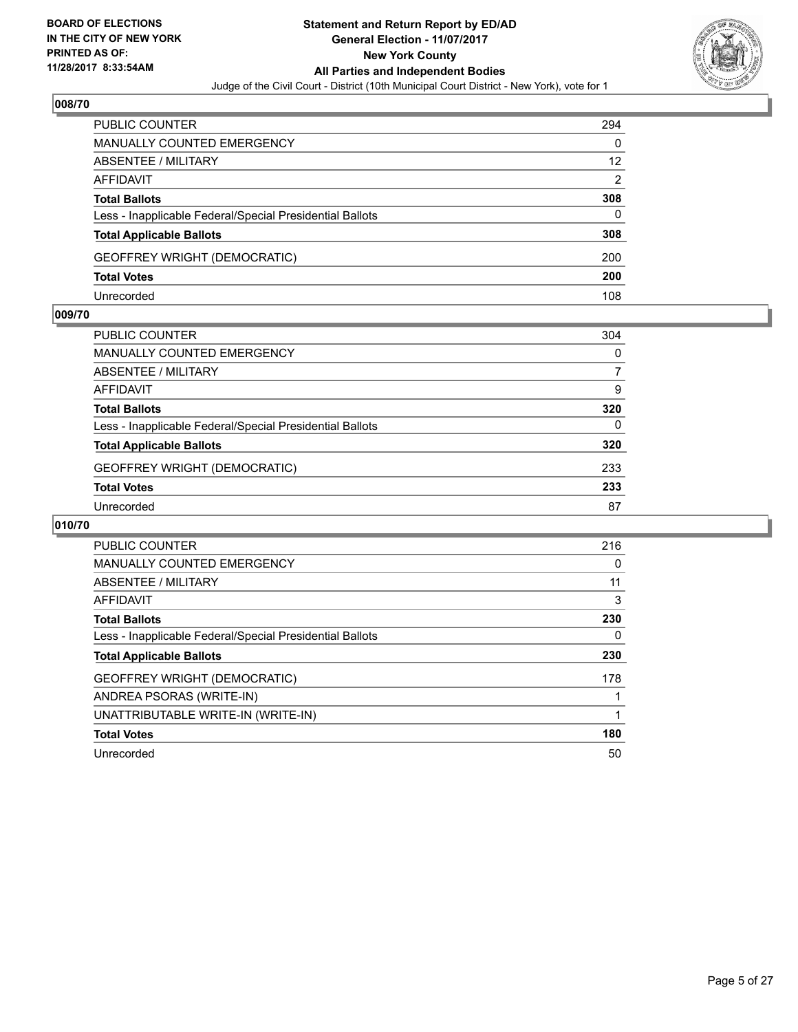**BOARD OF ELECTIONS IN THE CITY OF NEW YORK PRINTED AS OF: 11/28/2017 8:33:54AM**

**Statement and Return Report by ED/AD**
**General Election - 11/07/2017**
**New York County**
**All Parties and Independent Bodies**
Judge of the Civil Court - District (10th Municipal Court District - New York), vote for 1

### 008/70

| | |
|---|---|
| PUBLIC COUNTER | 294 |
| MANUALLY COUNTED EMERGENCY | 0 |
| ABSENTEE / MILITARY | 12 |
| AFFIDAVIT | 2 |
| **Total Ballots** | **308** |
| Less - Inapplicable Federal/Special Presidential Ballots | 0 |
| **Total Applicable Ballots** | **308** |
| GEOFFREY WRIGHT (DEMOCRATIC) | 200 |
| **Total Votes** | **200** |
| Unrecorded | 108 |

### 009/70

| | |
|---|---|
| PUBLIC COUNTER | 304 |
| MANUALLY COUNTED EMERGENCY | 0 |
| ABSENTEE / MILITARY | 7 |
| AFFIDAVIT | 9 |
| **Total Ballots** | **320** |
| Less - Inapplicable Federal/Special Presidential Ballots | 0 |
| **Total Applicable Ballots** | **320** |
| GEOFFREY WRIGHT (DEMOCRATIC) | 233 |
| **Total Votes** | **233** |
| Unrecorded | 87 |

### 010/70

| | |
|---|---|
| PUBLIC COUNTER | 216 |
| MANUALLY COUNTED EMERGENCY | 0 |
| ABSENTEE / MILITARY | 11 |
| AFFIDAVIT | 3 |
| **Total Ballots** | **230** |
| Less - Inapplicable Federal/Special Presidential Ballots | 0 |
| **Total Applicable Ballots** | **230** |
| GEOFFREY WRIGHT (DEMOCRATIC) | 178 |
| ANDREA PSORAS (WRITE-IN) | 1 |
| UNATTRIBUTABLE WRITE-IN (WRITE-IN) | 1 |
| **Total Votes** | **180** |
| Unrecorded | 50 |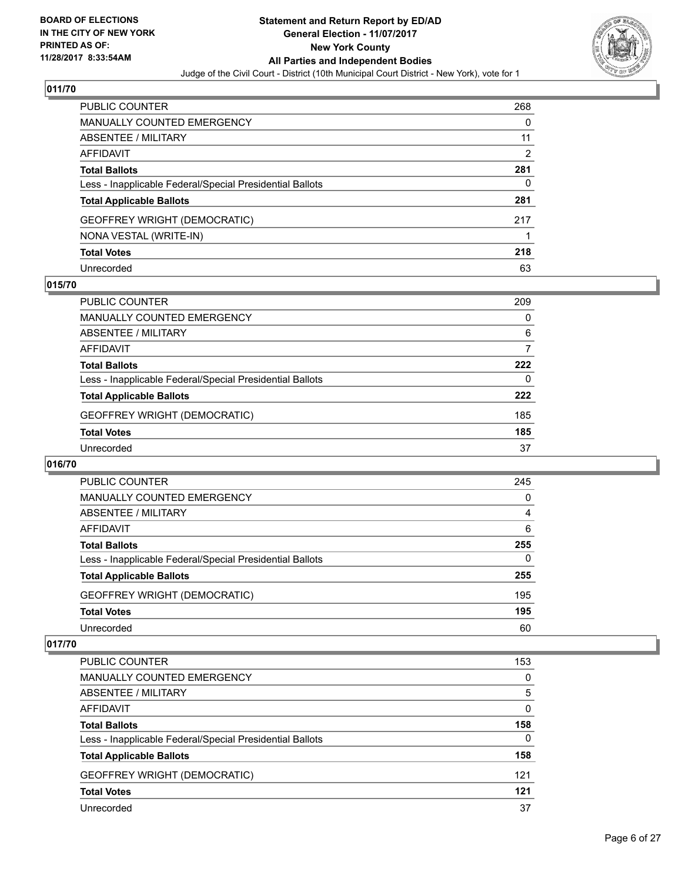### 011/70

| | |
|---|---|
| PUBLIC COUNTER | 268 |
| MANUALLY COUNTED EMERGENCY | 0 |
| ABSENTEE / MILITARY | 11 |
| AFFIDAVIT | 2 |
| **Total Ballots** | **281** |
| Less - Inapplicable Federal/Special Presidential Ballots | 0 |
| **Total Applicable Ballots** | **281** |
| GEOFFREY WRIGHT (DEMOCRATIC) | 217 |
| NONA VESTAL (WRITE-IN) | 1 |
| **Total Votes** | **218** |
| Unrecorded | 63 |

### 015/70

| | |
|---|---|
| PUBLIC COUNTER | 209 |
| MANUALLY COUNTED EMERGENCY | 0 |
| ABSENTEE / MILITARY | 6 |
| AFFIDAVIT | 7 |
| **Total Ballots** | **222** |
| Less - Inapplicable Federal/Special Presidential Ballots | 0 |
| **Total Applicable Ballots** | **222** |
| GEOFFREY WRIGHT (DEMOCRATIC) | 185 |
| **Total Votes** | **185** |
| Unrecorded | 37 |

### 016/70

| | |
|---|---|
| PUBLIC COUNTER | 245 |
| MANUALLY COUNTED EMERGENCY | 0 |
| ABSENTEE / MILITARY | 4 |
| AFFIDAVIT | 6 |
| **Total Ballots** | **255** |
| Less - Inapplicable Federal/Special Presidential Ballots | 0 |
| **Total Applicable Ballots** | **255** |
| GEOFFREY WRIGHT (DEMOCRATIC) | 195 |
| **Total Votes** | **195** |
| Unrecorded | 60 |

### 017/70

| | |
|---|---|
| PUBLIC COUNTER | 153 |
| MANUALLY COUNTED EMERGENCY | 0 |
| ABSENTEE / MILITARY | 5 |
| AFFIDAVIT | 0 |
| **Total Ballots** | **158** |
| Less - Inapplicable Federal/Special Presidential Ballots | 0 |
| **Total Applicable Ballots** | **158** |
| GEOFFREY WRIGHT (DEMOCRATIC) | 121 |
| **Total Votes** | **121** |
| Unrecorded | 37 |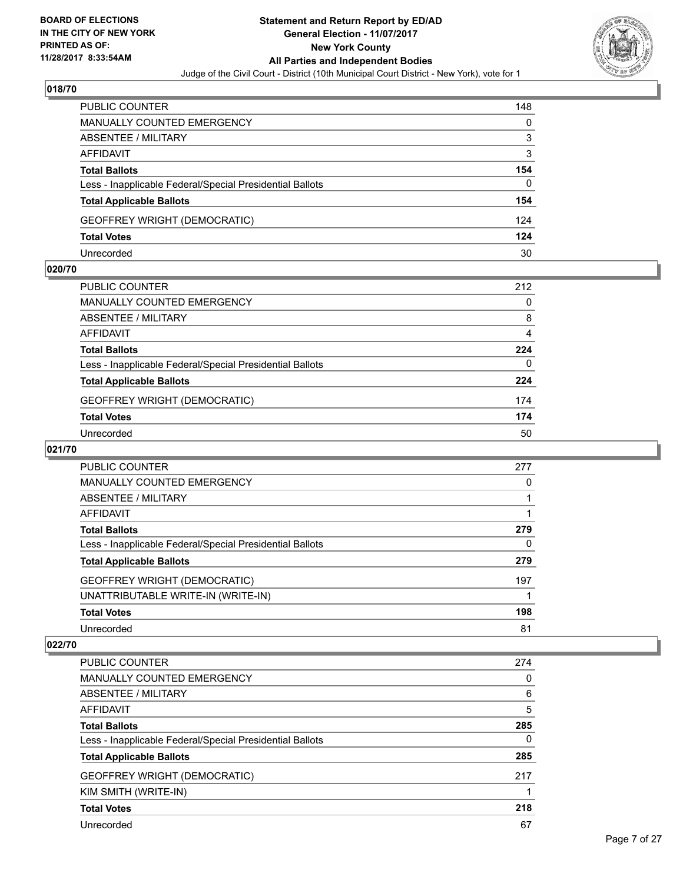**BOARD OF ELECTIONS IN THE CITY OF NEW YORK PRINTED AS OF: 11/28/2017 8:33:54AM**

**Statement and Return Report by ED/AD General Election - 11/07/2017 New York County All Parties and Independent Bodies**

Judge of the Civil Court - District (10th Municipal Court District - New York), vote for 1

### 018/70

| | |
|---|---|
| PUBLIC COUNTER | 148 |
| MANUALLY COUNTED EMERGENCY | 0 |
| ABSENTEE / MILITARY | 3 |
| AFFIDAVIT | 3 |
| **Total Ballots** | **154** |
| Less - Inapplicable Federal/Special Presidential Ballots | 0 |
| **Total Applicable Ballots** | **154** |
| GEOFFREY WRIGHT (DEMOCRATIC) | 124 |
| **Total Votes** | **124** |
| Unrecorded | 30 |

### 020/70

| | |
|---|---|
| PUBLIC COUNTER | 212 |
| MANUALLY COUNTED EMERGENCY | 0 |
| ABSENTEE / MILITARY | 8 |
| AFFIDAVIT | 4 |
| **Total Ballots** | **224** |
| Less - Inapplicable Federal/Special Presidential Ballots | 0 |
| **Total Applicable Ballots** | **224** |
| GEOFFREY WRIGHT (DEMOCRATIC) | 174 |
| **Total Votes** | **174** |
| Unrecorded | 50 |

### 021/70

| | |
|---|---|
| PUBLIC COUNTER | 277 |
| MANUALLY COUNTED EMERGENCY | 0 |
| ABSENTEE / MILITARY | 1 |
| AFFIDAVIT | 1 |
| **Total Ballots** | **279** |
| Less - Inapplicable Federal/Special Presidential Ballots | 0 |
| **Total Applicable Ballots** | **279** |
| GEOFFREY WRIGHT (DEMOCRATIC) | 197 |
| UNATTRIBUTABLE WRITE-IN (WRITE-IN) | 1 |
| **Total Votes** | **198** |
| Unrecorded | 81 |

### 022/70

| | |
|---|---|
| PUBLIC COUNTER | 274 |
| MANUALLY COUNTED EMERGENCY | 0 |
| ABSENTEE / MILITARY | 6 |
| AFFIDAVIT | 5 |
| **Total Ballots** | **285** |
| Less - Inapplicable Federal/Special Presidential Ballots | 0 |
| **Total Applicable Ballots** | **285** |
| GEOFFREY WRIGHT (DEMOCRATIC) | 217 |
| KIM SMITH (WRITE-IN) | 1 |
| **Total Votes** | **218** |
| Unrecorded | 67 |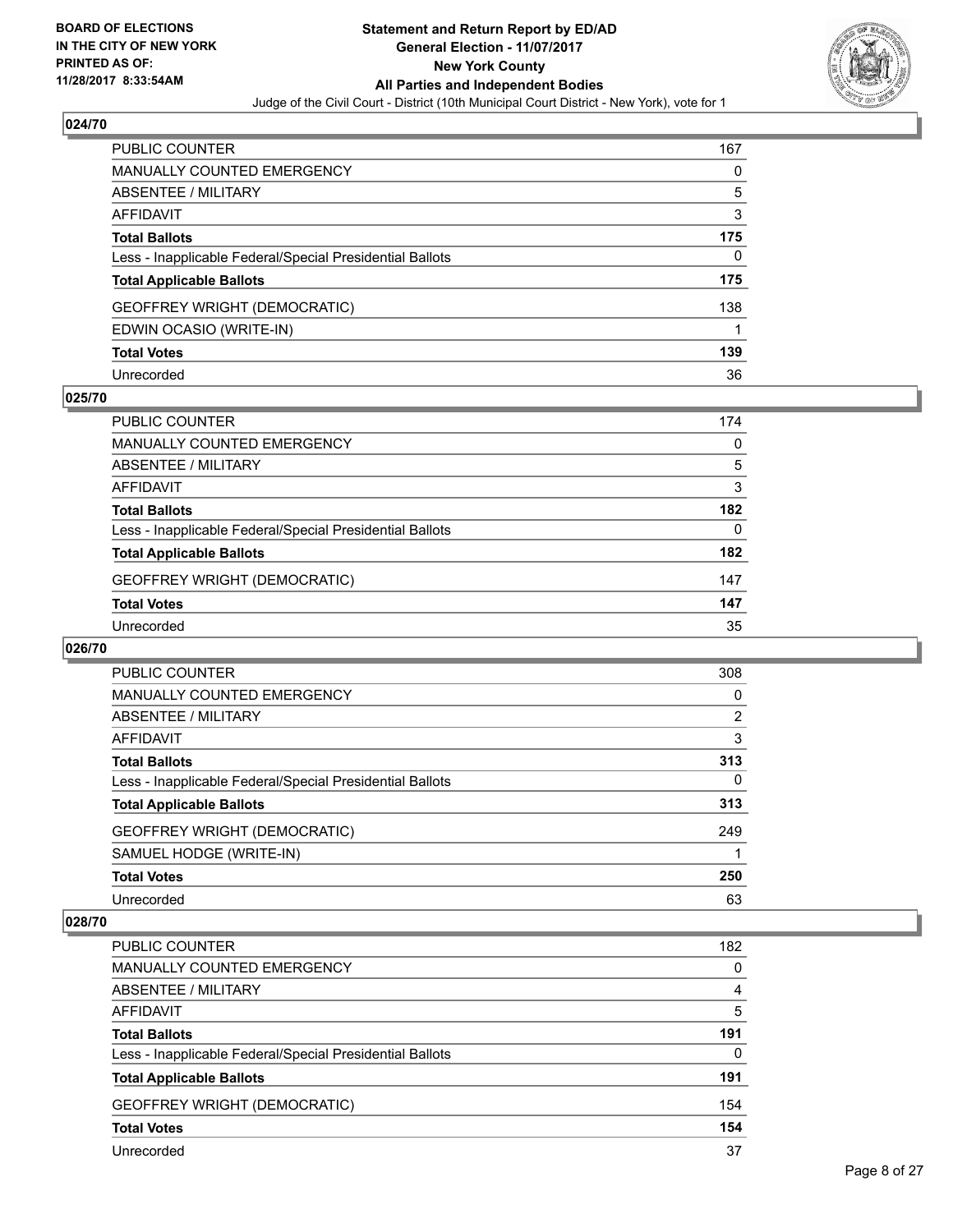## 024/70

| | |
|---|---|
| PUBLIC COUNTER | 167 |
| MANUALLY COUNTED EMERGENCY | 0 |
| ABSENTEE / MILITARY | 5 |
| AFFIDAVIT | 3 |
| **Total Ballots** | **175** |
| Less - Inapplicable Federal/Special Presidential Ballots | 0 |
| **Total Applicable Ballots** | **175** |
| GEOFFREY WRIGHT (DEMOCRATIC) | 138 |
| EDWIN OCASIO (WRITE-IN) | 1 |
| **Total Votes** | **139** |
| Unrecorded | 36 |

## 025/70

| | |
|---|---|
| PUBLIC COUNTER | 174 |
| MANUALLY COUNTED EMERGENCY | 0 |
| ABSENTEE / MILITARY | 5 |
| AFFIDAVIT | 3 |
| **Total Ballots** | **182** |
| Less - Inapplicable Federal/Special Presidential Ballots | 0 |
| **Total Applicable Ballots** | **182** |
| GEOFFREY WRIGHT (DEMOCRATIC) | 147 |
| **Total Votes** | **147** |
| Unrecorded | 35 |

## 026/70

| | |
|---|---|
| PUBLIC COUNTER | 308 |
| MANUALLY COUNTED EMERGENCY | 0 |
| ABSENTEE / MILITARY | 2 |
| AFFIDAVIT | 3 |
| **Total Ballots** | **313** |
| Less - Inapplicable Federal/Special Presidential Ballots | 0 |
| **Total Applicable Ballots** | **313** |
| GEOFFREY WRIGHT (DEMOCRATIC) | 249 |
| SAMUEL HODGE (WRITE-IN) | 1 |
| **Total Votes** | **250** |
| Unrecorded | 63 |

## 028/70

| | |
|---|---|
| PUBLIC COUNTER | 182 |
| MANUALLY COUNTED EMERGENCY | 0 |
| ABSENTEE / MILITARY | 4 |
| AFFIDAVIT | 5 |
| **Total Ballots** | **191** |
| Less - Inapplicable Federal/Special Presidential Ballots | 0 |
| **Total Applicable Ballots** | **191** |
| GEOFFREY WRIGHT (DEMOCRATIC) | 154 |
| **Total Votes** | **154** |
| Unrecorded | 37 |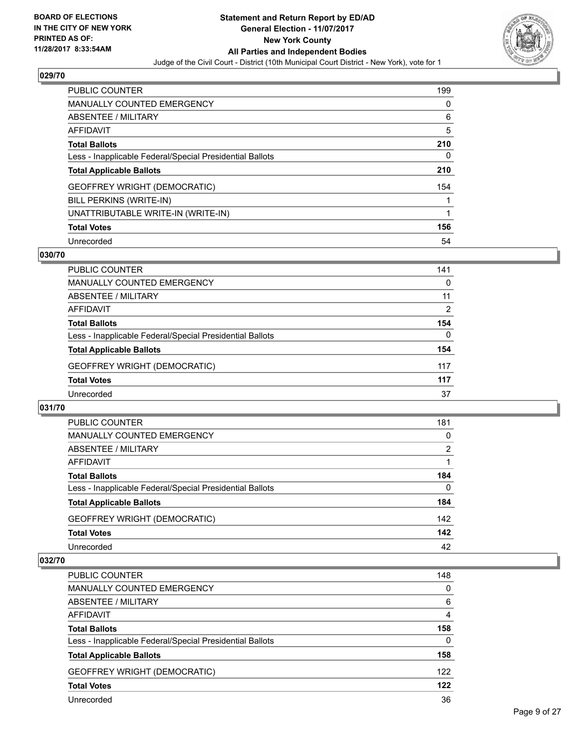**BOARD OF ELECTIONS IN THE CITY OF NEW YORK PRINTED AS OF: 11/28/2017 8:33:54AM**

**Statement and Return Report by ED/AD General Election - 11/07/2017 New York County All Parties and Independent Bodies**

Judge of the Civil Court - District (10th Municipal Court District - New York), vote for 1

## 029/70

| | |
|---|---|
| PUBLIC COUNTER | 199 |
| MANUALLY COUNTED EMERGENCY | 0 |
| ABSENTEE / MILITARY | 6 |
| AFFIDAVIT | 5 |
| **Total Ballots** | **210** |
| Less - Inapplicable Federal/Special Presidential Ballots | 0 |
| **Total Applicable Ballots** | **210** |
| GEOFFREY WRIGHT (DEMOCRATIC) | 154 |
| BILL PERKINS (WRITE-IN) | 1 |
| UNATTRIBUTABLE WRITE-IN (WRITE-IN) | 1 |
| **Total Votes** | **156** |
| Unrecorded | 54 |

## 030/70

| | |
|---|---|
| PUBLIC COUNTER | 141 |
| MANUALLY COUNTED EMERGENCY | 0 |
| ABSENTEE / MILITARY | 11 |
| AFFIDAVIT | 2 |
| **Total Ballots** | **154** |
| Less - Inapplicable Federal/Special Presidential Ballots | 0 |
| **Total Applicable Ballots** | **154** |
| GEOFFREY WRIGHT (DEMOCRATIC) | 117 |
| **Total Votes** | **117** |
| Unrecorded | 37 |

## 031/70

| | |
|---|---|
| PUBLIC COUNTER | 181 |
| MANUALLY COUNTED EMERGENCY | 0 |
| ABSENTEE / MILITARY | 2 |
| AFFIDAVIT | 1 |
| **Total Ballots** | **184** |
| Less - Inapplicable Federal/Special Presidential Ballots | 0 |
| **Total Applicable Ballots** | **184** |
| GEOFFREY WRIGHT (DEMOCRATIC) | 142 |
| **Total Votes** | **142** |
| Unrecorded | 42 |

## 032/70

| | |
|---|---|
| PUBLIC COUNTER | 148 |
| MANUALLY COUNTED EMERGENCY | 0 |
| ABSENTEE / MILITARY | 6 |
| AFFIDAVIT | 4 |
| **Total Ballots** | **158** |
| Less - Inapplicable Federal/Special Presidential Ballots | 0 |
| **Total Applicable Ballots** | **158** |
| GEOFFREY WRIGHT (DEMOCRATIC) | 122 |
| **Total Votes** | **122** |
| Unrecorded | 36 |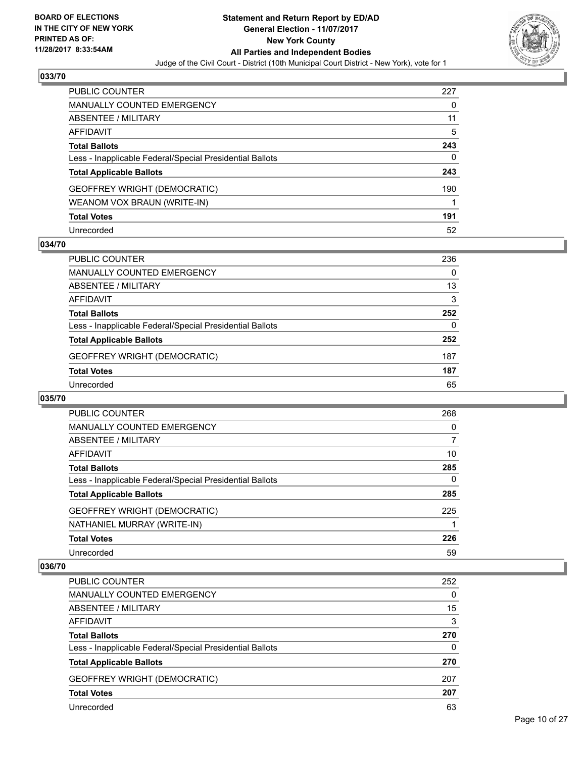BOARD OF ELECTIONS
IN THE CITY OF NEW YORK
PRINTED AS OF:
11/28/2017 8:33:54AM

**Statement and Return Report by ED/AD**
**General Election - 11/07/2017**
**New York County**
**All Parties and Independent Bodies**
Judge of the Civil Court - District (10th Municipal Court District - New York), vote for 1

## 033/70

| | |
|---|---|
| PUBLIC COUNTER | 227 |
| MANUALLY COUNTED EMERGENCY | 0 |
| ABSENTEE / MILITARY | 11 |
| AFFIDAVIT | 5 |
| **Total Ballots** | **243** |
| Less - Inapplicable Federal/Special Presidential Ballots | 0 |
| **Total Applicable Ballots** | **243** |
| GEOFFREY WRIGHT (DEMOCRATIC) | 190 |
| WEANOM VOX BRAUN (WRITE-IN) | 1 |
| **Total Votes** | **191** |
| Unrecorded | 52 |

## 034/70

| | |
|---|---|
| PUBLIC COUNTER | 236 |
| MANUALLY COUNTED EMERGENCY | 0 |
| ABSENTEE / MILITARY | 13 |
| AFFIDAVIT | 3 |
| **Total Ballots** | **252** |
| Less - Inapplicable Federal/Special Presidential Ballots | 0 |
| **Total Applicable Ballots** | **252** |
| GEOFFREY WRIGHT (DEMOCRATIC) | 187 |
| **Total Votes** | **187** |
| Unrecorded | 65 |

## 035/70

| | |
|---|---|
| PUBLIC COUNTER | 268 |
| MANUALLY COUNTED EMERGENCY | 0 |
| ABSENTEE / MILITARY | 7 |
| AFFIDAVIT | 10 |
| **Total Ballots** | **285** |
| Less - Inapplicable Federal/Special Presidential Ballots | 0 |
| **Total Applicable Ballots** | **285** |
| GEOFFREY WRIGHT (DEMOCRATIC) | 225 |
| NATHANIEL MURRAY (WRITE-IN) | 1 |
| **Total Votes** | **226** |
| Unrecorded | 59 |

## 036/70

| | |
|---|---|
| PUBLIC COUNTER | 252 |
| MANUALLY COUNTED EMERGENCY | 0 |
| ABSENTEE / MILITARY | 15 |
| AFFIDAVIT | 3 |
| **Total Ballots** | **270** |
| Less - Inapplicable Federal/Special Presidential Ballots | 0 |
| **Total Applicable Ballots** | **270** |
| GEOFFREY WRIGHT (DEMOCRATIC) | 207 |
| **Total Votes** | **207** |
| Unrecorded | 63 |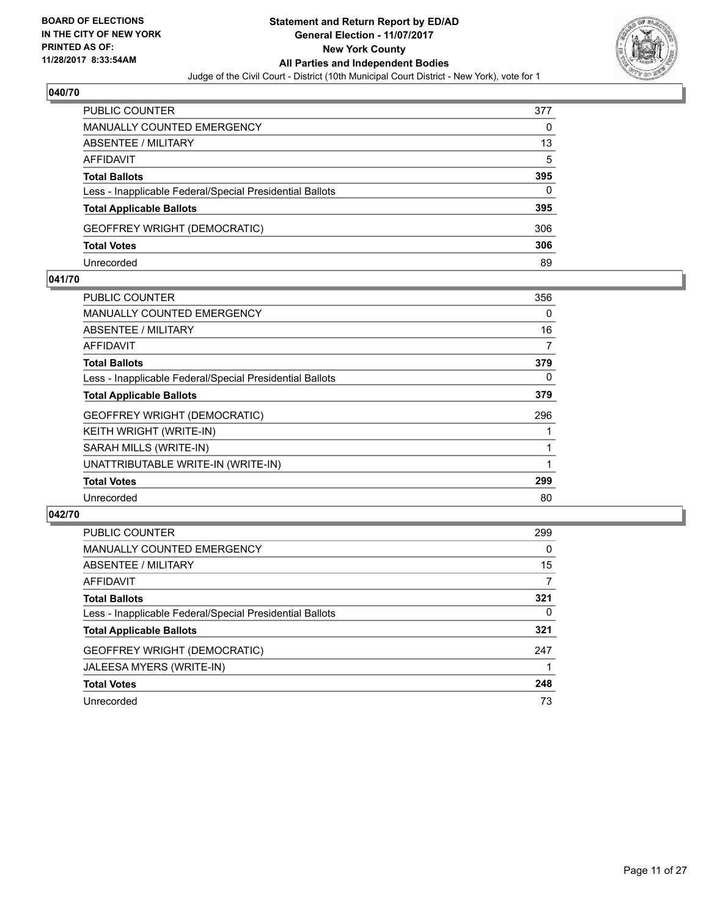### 040/70

| | |
|---|---|
| PUBLIC COUNTER | 377 |
| MANUALLY COUNTED EMERGENCY | 0 |
| ABSENTEE / MILITARY | 13 |
| AFFIDAVIT | 5 |
| **Total Ballots** | **395** |
| Less - Inapplicable Federal/Special Presidential Ballots | 0 |
| **Total Applicable Ballots** | **395** |
| GEOFFREY WRIGHT (DEMOCRATIC) | 306 |
| **Total Votes** | **306** |
| Unrecorded | 89 |

### 041/70

| | |
|---|---|
| PUBLIC COUNTER | 356 |
| MANUALLY COUNTED EMERGENCY | 0 |
| ABSENTEE / MILITARY | 16 |
| AFFIDAVIT | 7 |
| **Total Ballots** | **379** |
| Less - Inapplicable Federal/Special Presidential Ballots | 0 |
| **Total Applicable Ballots** | **379** |
| GEOFFREY WRIGHT (DEMOCRATIC) | 296 |
| KEITH WRIGHT (WRITE-IN) | 1 |
| SARAH MILLS (WRITE-IN) | 1 |
| UNATTRIBUTABLE WRITE-IN (WRITE-IN) | 1 |
| **Total Votes** | **299** |
| Unrecorded | 80 |

### 042/70

| | |
|---|---|
| PUBLIC COUNTER | 299 |
| MANUALLY COUNTED EMERGENCY | 0 |
| ABSENTEE / MILITARY | 15 |
| AFFIDAVIT | 7 |
| **Total Ballots** | **321** |
| Less - Inapplicable Federal/Special Presidential Ballots | 0 |
| **Total Applicable Ballots** | **321** |
| GEOFFREY WRIGHT (DEMOCRATIC) | 247 |
| JALEESA MYERS (WRITE-IN) | 1 |
| **Total Votes** | **248** |
| Unrecorded | 73 |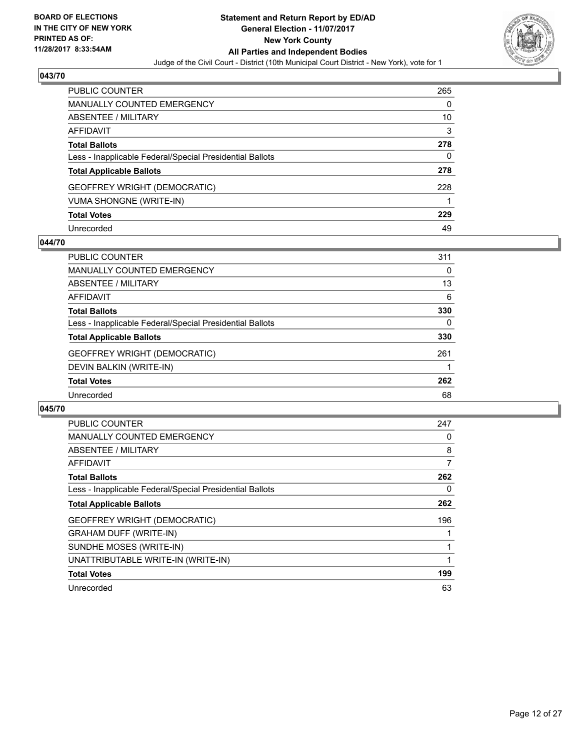**BOARD OF ELECTIONS IN THE CITY OF NEW YORK PRINTED AS OF: 11/28/2017 8:33:54AM**

**Statement and Return Report by ED/AD General Election - 11/07/2017 New York County All Parties and Independent Bodies**

Judge of the Civil Court - District (10th Municipal Court District - New York), vote for 1

### 043/70

| | |
|---|---|
| PUBLIC COUNTER | 265 |
| MANUALLY COUNTED EMERGENCY | 0 |
| ABSENTEE / MILITARY | 10 |
| AFFIDAVIT | 3 |
| **Total Ballots** | **278** |
| Less - Inapplicable Federal/Special Presidential Ballots | 0 |
| **Total Applicable Ballots** | **278** |
| GEOFFREY WRIGHT (DEMOCRATIC) | 228 |
| VUMA SHONGNE (WRITE-IN) | 1 |
| **Total Votes** | **229** |
| Unrecorded | 49 |

### 044/70

| | |
|---|---|
| PUBLIC COUNTER | 311 |
| MANUALLY COUNTED EMERGENCY | 0 |
| ABSENTEE / MILITARY | 13 |
| AFFIDAVIT | 6 |
| **Total Ballots** | **330** |
| Less - Inapplicable Federal/Special Presidential Ballots | 0 |
| **Total Applicable Ballots** | **330** |
| GEOFFREY WRIGHT (DEMOCRATIC) | 261 |
| DEVIN BALKIN (WRITE-IN) | 1 |
| **Total Votes** | **262** |
| Unrecorded | 68 |

### 045/70

| | |
|---|---|
| PUBLIC COUNTER | 247 |
| MANUALLY COUNTED EMERGENCY | 0 |
| ABSENTEE / MILITARY | 8 |
| AFFIDAVIT | 7 |
| **Total Ballots** | **262** |
| Less - Inapplicable Federal/Special Presidential Ballots | 0 |
| **Total Applicable Ballots** | **262** |
| GEOFFREY WRIGHT (DEMOCRATIC) | 196 |
| GRAHAM DUFF (WRITE-IN) | 1 |
| SUNDHE MOSES (WRITE-IN) | 1 |
| UNATTRIBUTABLE WRITE-IN (WRITE-IN) | 1 |
| **Total Votes** | **199** |
| Unrecorded | 63 |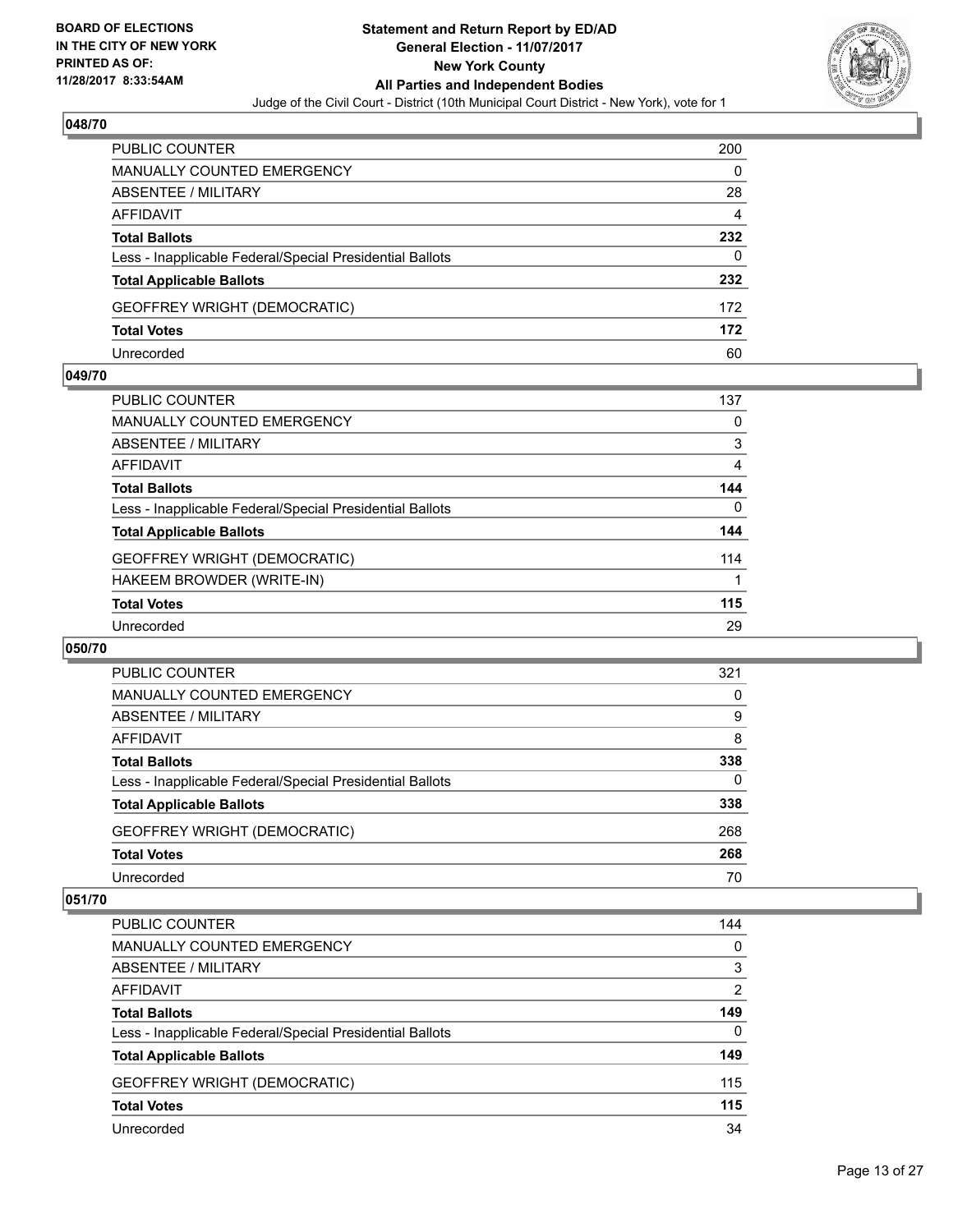**BOARD OF ELECTIONS IN THE CITY OF NEW YORK PRINTED AS OF: 11/28/2017 8:33:54AM**

**Statement and Return Report by ED/AD General Election - 11/07/2017 New York County All Parties and Independent Bodies**

Judge of the Civil Court - District (10th Municipal Court District - New York), vote for 1

### 048/70

| | |
|---|---|
| PUBLIC COUNTER | 200 |
| MANUALLY COUNTED EMERGENCY | 0 |
| ABSENTEE / MILITARY | 28 |
| AFFIDAVIT | 4 |
| **Total Ballots** | **232** |
| Less - Inapplicable Federal/Special Presidential Ballots | 0 |
| **Total Applicable Ballots** | **232** |
| GEOFFREY WRIGHT (DEMOCRATIC) | 172 |
| **Total Votes** | **172** |
| Unrecorded | 60 |

### 049/70

| | |
|---|---|
| PUBLIC COUNTER | 137 |
| MANUALLY COUNTED EMERGENCY | 0 |
| ABSENTEE / MILITARY | 3 |
| AFFIDAVIT | 4 |
| **Total Ballots** | **144** |
| Less - Inapplicable Federal/Special Presidential Ballots | 0 |
| **Total Applicable Ballots** | **144** |
| GEOFFREY WRIGHT (DEMOCRATIC) | 114 |
| HAKEEM BROWDER (WRITE-IN) | 1 |
| **Total Votes** | **115** |
| Unrecorded | 29 |

### 050/70

| | |
|---|---|
| PUBLIC COUNTER | 321 |
| MANUALLY COUNTED EMERGENCY | 0 |
| ABSENTEE / MILITARY | 9 |
| AFFIDAVIT | 8 |
| **Total Ballots** | **338** |
| Less - Inapplicable Federal/Special Presidential Ballots | 0 |
| **Total Applicable Ballots** | **338** |
| GEOFFREY WRIGHT (DEMOCRATIC) | 268 |
| **Total Votes** | **268** |
| Unrecorded | 70 |

### 051/70

| | |
|---|---|
| PUBLIC COUNTER | 144 |
| MANUALLY COUNTED EMERGENCY | 0 |
| ABSENTEE / MILITARY | 3 |
| AFFIDAVIT | 2 |
| **Total Ballots** | **149** |
| Less - Inapplicable Federal/Special Presidential Ballots | 0 |
| **Total Applicable Ballots** | **149** |
| GEOFFREY WRIGHT (DEMOCRATIC) | 115 |
| **Total Votes** | **115** |
| Unrecorded | 34 |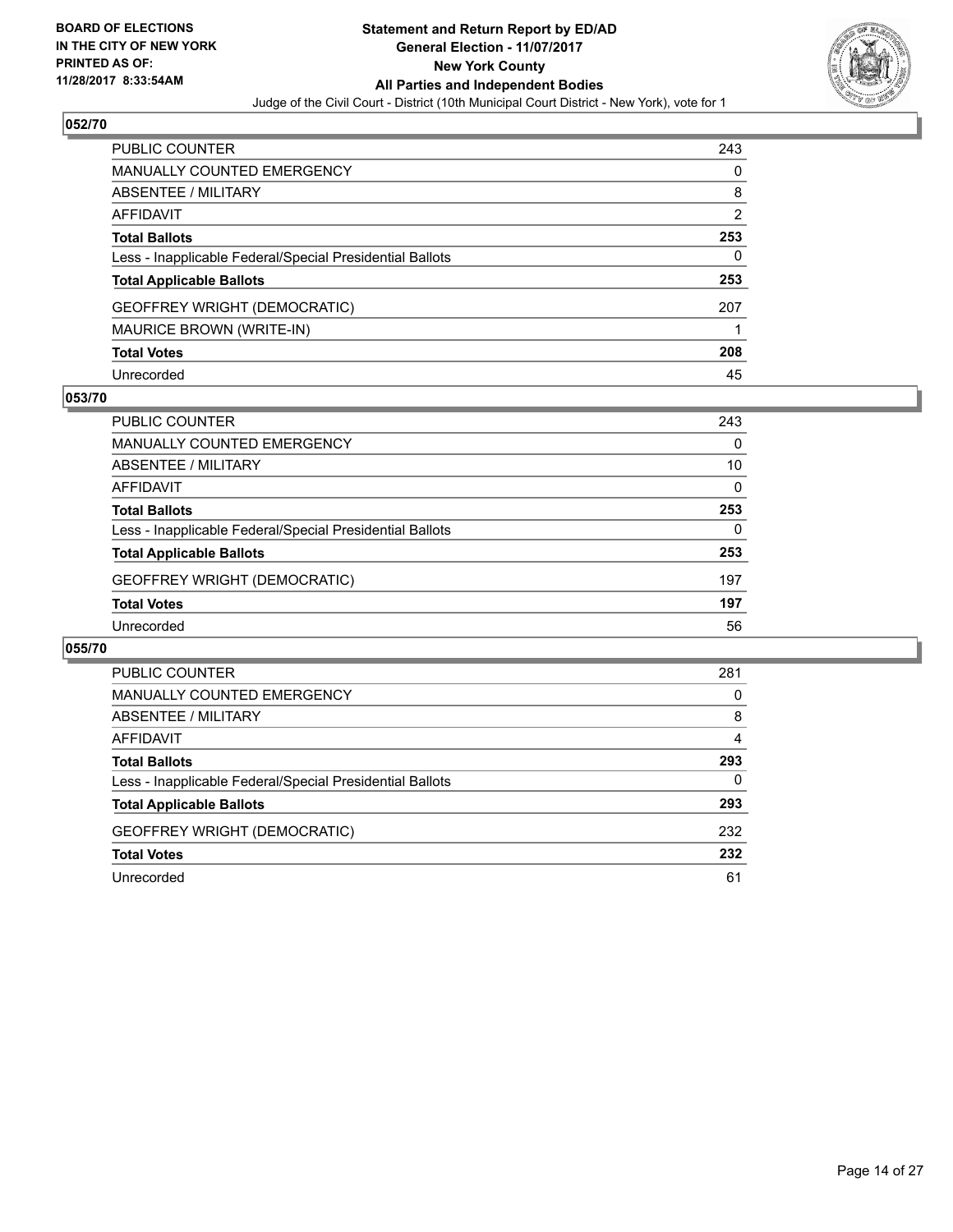BOARD OF ELECTIONS
IN THE CITY OF NEW YORK
PRINTED AS OF:
11/28/2017 8:33:54AM

# Statement and Return Report by ED/AD
## General Election - 11/07/2017
## New York County
## All Parties and Independent Bodies
Judge of the Civil Court - District (10th Municipal Court District - New York), vote for 1

### 052/70

| | |
|---|---|
| PUBLIC COUNTER | 243 |
| MANUALLY COUNTED EMERGENCY | 0 |
| ABSENTEE / MILITARY | 8 |
| AFFIDAVIT | 2 |
| **Total Ballots** | **253** |
| Less - Inapplicable Federal/Special Presidential Ballots | 0 |
| **Total Applicable Ballots** | **253** |
| GEOFFREY WRIGHT (DEMOCRATIC) | 207 |
| MAURICE BROWN (WRITE-IN) | 1 |
| **Total Votes** | **208** |
| Unrecorded | 45 |

### 053/70

| | |
|---|---|
| PUBLIC COUNTER | 243 |
| MANUALLY COUNTED EMERGENCY | 0 |
| ABSENTEE / MILITARY | 10 |
| AFFIDAVIT | 0 |
| **Total Ballots** | **253** |
| Less - Inapplicable Federal/Special Presidential Ballots | 0 |
| **Total Applicable Ballots** | **253** |
| GEOFFREY WRIGHT (DEMOCRATIC) | 197 |
| **Total Votes** | **197** |
| Unrecorded | 56 |

### 055/70

| | |
|---|---|
| PUBLIC COUNTER | 281 |
| MANUALLY COUNTED EMERGENCY | 0 |
| ABSENTEE / MILITARY | 8 |
| AFFIDAVIT | 4 |
| **Total Ballots** | **293** |
| Less - Inapplicable Federal/Special Presidential Ballots | 0 |
| **Total Applicable Ballots** | **293** |
| GEOFFREY WRIGHT (DEMOCRATIC) | 232 |
| **Total Votes** | **232** |
| Unrecorded | 61 |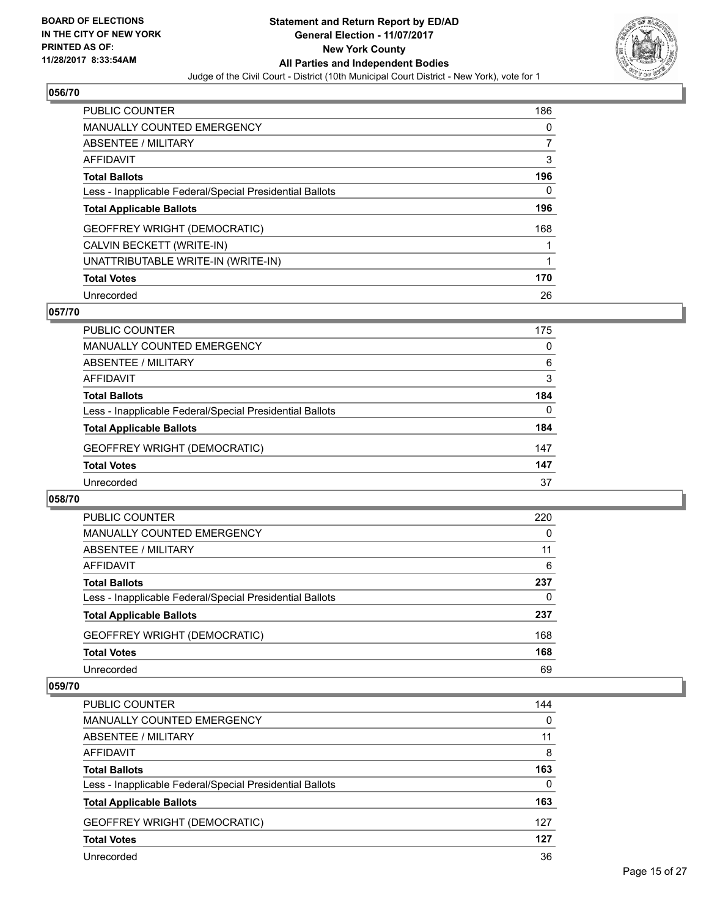**BOARD OF ELECTIONS IN THE CITY OF NEW YORK PRINTED AS OF: 11/28/2017 8:33:54AM**

**Statement and Return Report by ED/AD General Election - 11/07/2017 New York County All Parties and Independent Bodies**

Judge of the Civil Court - District (10th Municipal Court District - New York), vote for 1

## 056/70

| | |
|---|---|
| PUBLIC COUNTER | 186 |
| MANUALLY COUNTED EMERGENCY | 0 |
| ABSENTEE / MILITARY | 7 |
| AFFIDAVIT | 3 |
| **Total Ballots** | **196** |
| Less - Inapplicable Federal/Special Presidential Ballots | 0 |
| **Total Applicable Ballots** | **196** |
| GEOFFREY WRIGHT (DEMOCRATIC) | 168 |
| CALVIN BECKETT (WRITE-IN) | 1 |
| UNATTRIBUTABLE WRITE-IN (WRITE-IN) | 1 |
| **Total Votes** | **170** |
| Unrecorded | 26 |

## 057/70

| | |
|---|---|
| PUBLIC COUNTER | 175 |
| MANUALLY COUNTED EMERGENCY | 0 |
| ABSENTEE / MILITARY | 6 |
| AFFIDAVIT | 3 |
| **Total Ballots** | **184** |
| Less - Inapplicable Federal/Special Presidential Ballots | 0 |
| **Total Applicable Ballots** | **184** |
| GEOFFREY WRIGHT (DEMOCRATIC) | 147 |
| **Total Votes** | **147** |
| Unrecorded | 37 |

## 058/70

| | |
|---|---|
| PUBLIC COUNTER | 220 |
| MANUALLY COUNTED EMERGENCY | 0 |
| ABSENTEE / MILITARY | 11 |
| AFFIDAVIT | 6 |
| **Total Ballots** | **237** |
| Less - Inapplicable Federal/Special Presidential Ballots | 0 |
| **Total Applicable Ballots** | **237** |
| GEOFFREY WRIGHT (DEMOCRATIC) | 168 |
| **Total Votes** | **168** |
| Unrecorded | 69 |

## 059/70

| | |
|---|---|
| PUBLIC COUNTER | 144 |
| MANUALLY COUNTED EMERGENCY | 0 |
| ABSENTEE / MILITARY | 11 |
| AFFIDAVIT | 8 |
| **Total Ballots** | **163** |
| Less - Inapplicable Federal/Special Presidential Ballots | 0 |
| **Total Applicable Ballots** | **163** |
| GEOFFREY WRIGHT (DEMOCRATIC) | 127 |
| **Total Votes** | **127** |
| Unrecorded | 36 |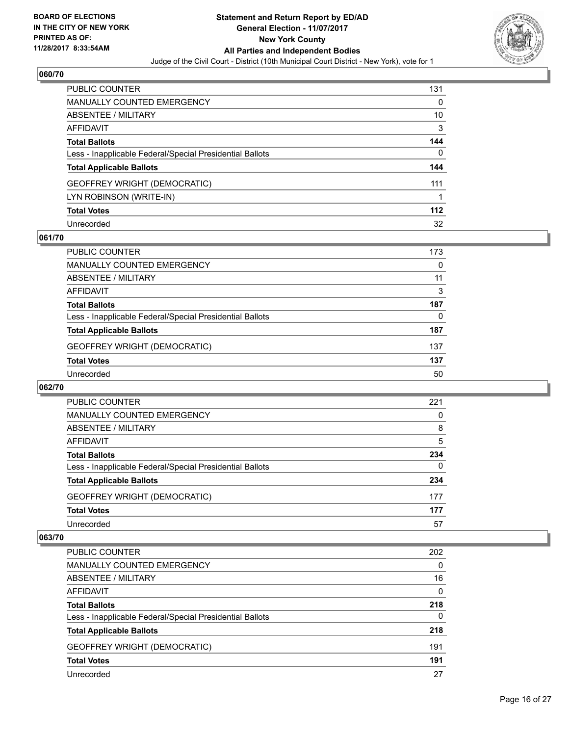**Statement and Return Report by ED/AD**
**General Election - 11/07/2017**
**New York County**
**All Parties and Independent Bodies**
Judge of the Civil Court - District (10th Municipal Court District - New York), vote for 1

BOARD OF ELECTIONS IN THE CITY OF NEW YORK PRINTED AS OF: 11/28/2017 8:33:54AM

## 060/70

| | |
|---|---|
| PUBLIC COUNTER | 131 |
| MANUALLY COUNTED EMERGENCY | 0 |
| ABSENTEE / MILITARY | 10 |
| AFFIDAVIT | 3 |
| **Total Ballots** | **144** |
| Less - Inapplicable Federal/Special Presidential Ballots | 0 |
| **Total Applicable Ballots** | **144** |
| GEOFFREY WRIGHT (DEMOCRATIC) | 111 |
| LYN ROBINSON (WRITE-IN) | 1 |
| **Total Votes** | **112** |
| Unrecorded | 32 |

## 061/70

| | |
|---|---|
| PUBLIC COUNTER | 173 |
| MANUALLY COUNTED EMERGENCY | 0 |
| ABSENTEE / MILITARY | 11 |
| AFFIDAVIT | 3 |
| **Total Ballots** | **187** |
| Less - Inapplicable Federal/Special Presidential Ballots | 0 |
| **Total Applicable Ballots** | **187** |
| GEOFFREY WRIGHT (DEMOCRATIC) | 137 |
| **Total Votes** | **137** |
| Unrecorded | 50 |

## 062/70

| | |
|---|---|
| PUBLIC COUNTER | 221 |
| MANUALLY COUNTED EMERGENCY | 0 |
| ABSENTEE / MILITARY | 8 |
| AFFIDAVIT | 5 |
| **Total Ballots** | **234** |
| Less - Inapplicable Federal/Special Presidential Ballots | 0 |
| **Total Applicable Ballots** | **234** |
| GEOFFREY WRIGHT (DEMOCRATIC) | 177 |
| **Total Votes** | **177** |
| Unrecorded | 57 |

## 063/70

| | |
|---|---|
| PUBLIC COUNTER | 202 |
| MANUALLY COUNTED EMERGENCY | 0 |
| ABSENTEE / MILITARY | 16 |
| AFFIDAVIT | 0 |
| **Total Ballots** | **218** |
| Less - Inapplicable Federal/Special Presidential Ballots | 0 |
| **Total Applicable Ballots** | **218** |
| GEOFFREY WRIGHT (DEMOCRATIC) | 191 |
| **Total Votes** | **191** |
| Unrecorded | 27 |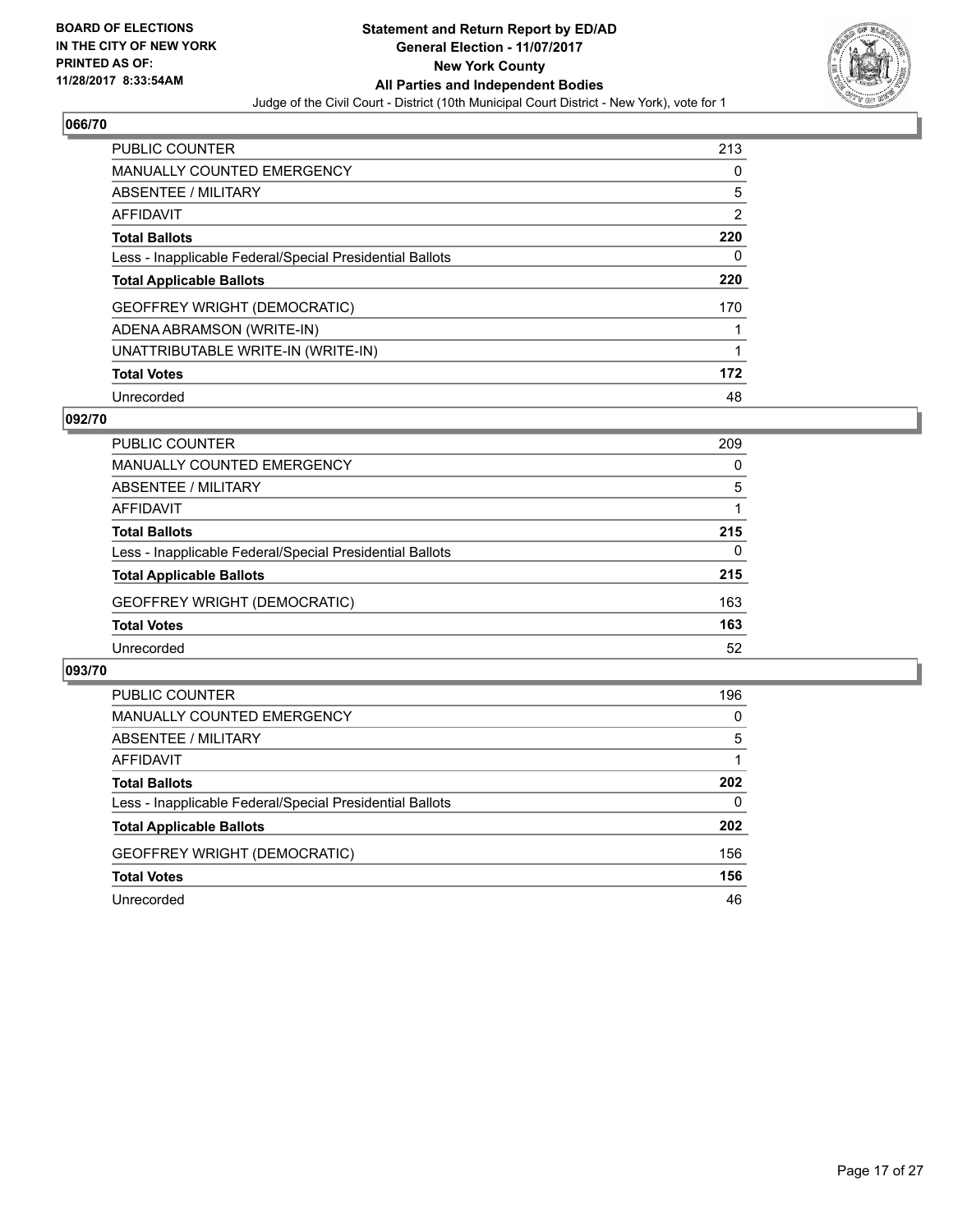**BOARD OF ELECTIONS IN THE CITY OF NEW YORK PRINTED AS OF: 11/28/2017 8:33:54AM**

**Statement and Return Report by ED/AD**
**General Election - 11/07/2017**
**New York County**
**All Parties and Independent Bodies**
Judge of the Civil Court - District (10th Municipal Court District - New York), vote for 1

## 066/70

| | |
|---|---|
| PUBLIC COUNTER | 213 |
| MANUALLY COUNTED EMERGENCY | 0 |
| ABSENTEE / MILITARY | 5 |
| AFFIDAVIT | 2 |
| **Total Ballots** | **220** |
| Less - Inapplicable Federal/Special Presidential Ballots | 0 |
| **Total Applicable Ballots** | **220** |
| GEOFFREY WRIGHT (DEMOCRATIC) | 170 |
| ADENA ABRAMSON (WRITE-IN) | 1 |
| UNATTRIBUTABLE WRITE-IN (WRITE-IN) | 1 |
| **Total Votes** | **172** |
| Unrecorded | 48 |

## 092/70

| | |
|---|---|
| PUBLIC COUNTER | 209 |
| MANUALLY COUNTED EMERGENCY | 0 |
| ABSENTEE / MILITARY | 5 |
| AFFIDAVIT | 1 |
| **Total Ballots** | **215** |
| Less - Inapplicable Federal/Special Presidential Ballots | 0 |
| **Total Applicable Ballots** | **215** |
| GEOFFREY WRIGHT (DEMOCRATIC) | 163 |
| **Total Votes** | **163** |
| Unrecorded | 52 |

## 093/70

| | |
|---|---|
| PUBLIC COUNTER | 196 |
| MANUALLY COUNTED EMERGENCY | 0 |
| ABSENTEE / MILITARY | 5 |
| AFFIDAVIT | 1 |
| **Total Ballots** | **202** |
| Less - Inapplicable Federal/Special Presidential Ballots | 0 |
| **Total Applicable Ballots** | **202** |
| GEOFFREY WRIGHT (DEMOCRATIC) | 156 |
| **Total Votes** | **156** |
| Unrecorded | 46 |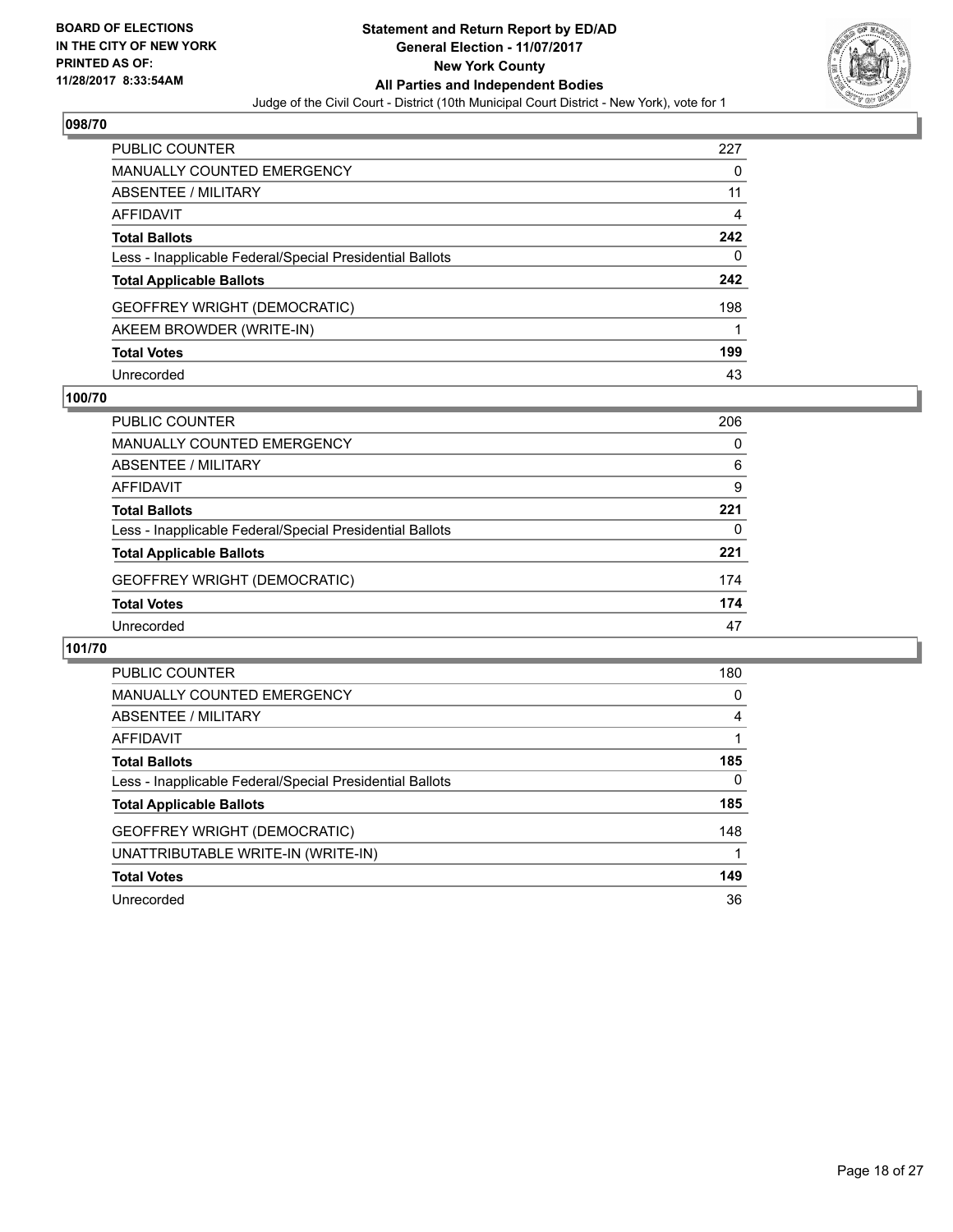**BOARD OF ELECTIONS IN THE CITY OF NEW YORK PRINTED AS OF: 11/28/2017 8:33:54AM**

# Statement and Return Report by ED/AD
## General Election - 11/07/2017
## New York County
## All Parties and Independent Bodies
### Judge of the Civil Court - District (10th Municipal Court District - New York), vote for 1

### 098/70

| | |
|---|---|
| PUBLIC COUNTER | 227 |
| MANUALLY COUNTED EMERGENCY | 0 |
| ABSENTEE / MILITARY | 11 |
| AFFIDAVIT | 4 |
| **Total Ballots** | **242** |
| Less - Inapplicable Federal/Special Presidential Ballots | 0 |
| **Total Applicable Ballots** | **242** |
| GEOFFREY WRIGHT (DEMOCRATIC) | 198 |
| AKEEM BROWDER (WRITE-IN) | 1 |
| **Total Votes** | **199** |
| Unrecorded | 43 |

### 100/70

| | |
|---|---|
| PUBLIC COUNTER | 206 |
| MANUALLY COUNTED EMERGENCY | 0 |
| ABSENTEE / MILITARY | 6 |
| AFFIDAVIT | 9 |
| **Total Ballots** | **221** |
| Less - Inapplicable Federal/Special Presidential Ballots | 0 |
| **Total Applicable Ballots** | **221** |
| GEOFFREY WRIGHT (DEMOCRATIC) | 174 |
| **Total Votes** | **174** |
| Unrecorded | 47 |

### 101/70

| | |
|---|---|
| PUBLIC COUNTER | 180 |
| MANUALLY COUNTED EMERGENCY | 0 |
| ABSENTEE / MILITARY | 4 |
| AFFIDAVIT | 1 |
| **Total Ballots** | **185** |
| Less - Inapplicable Federal/Special Presidential Ballots | 0 |
| **Total Applicable Ballots** | **185** |
| GEOFFREY WRIGHT (DEMOCRATIC) | 148 |
| UNATTRIBUTABLE WRITE-IN (WRITE-IN) | 1 |
| **Total Votes** | **149** |
| Unrecorded | 36 |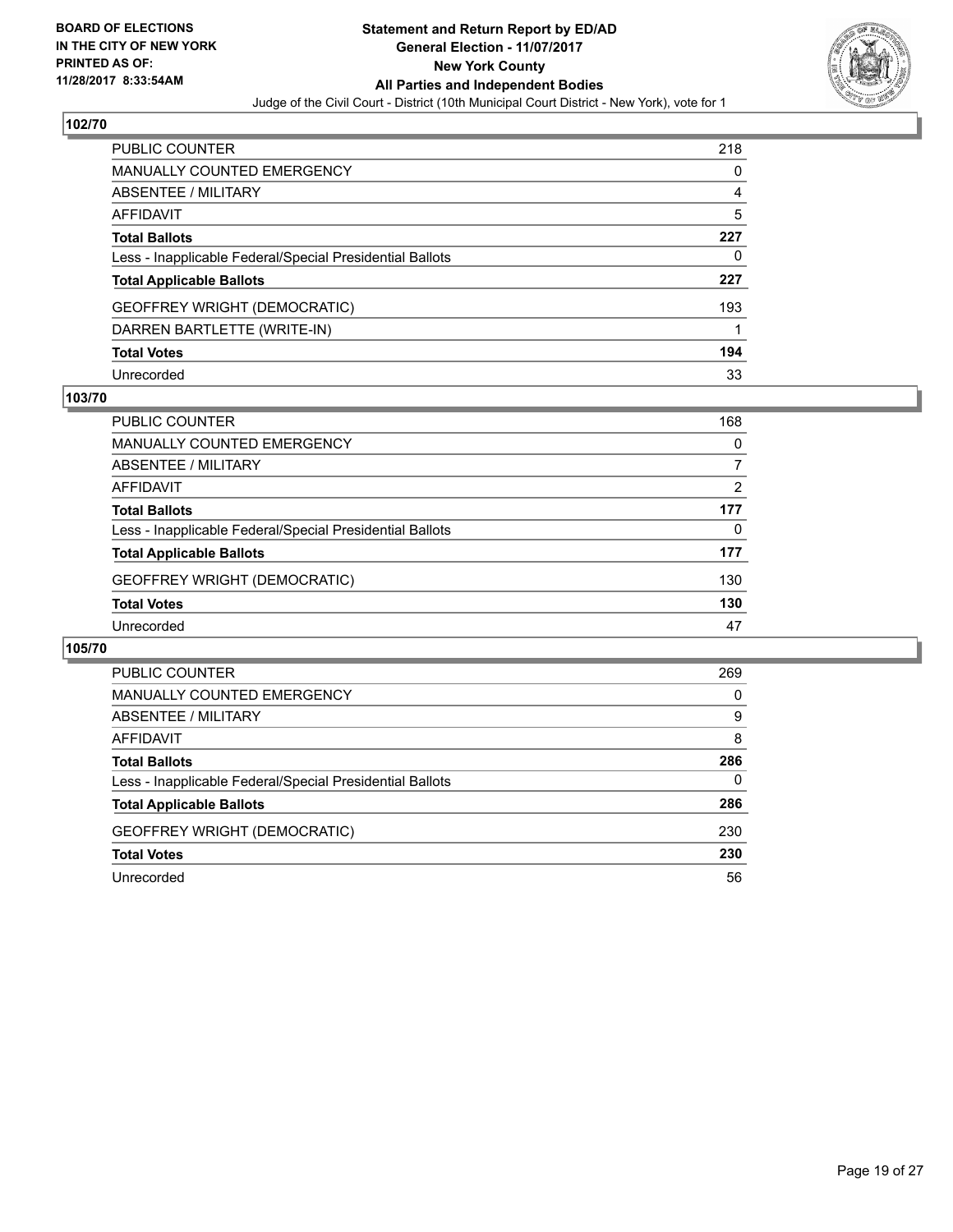**BOARD OF ELECTIONS IN THE CITY OF NEW YORK PRINTED AS OF: 11/28/2017 8:33:54AM**

**Statement and Return Report by ED/AD General Election - 11/07/2017 New York County All Parties and Independent Bodies**

Judge of the Civil Court - District (10th Municipal Court District - New York), vote for 1

## 102/70

| | |
|---|---|
| PUBLIC COUNTER | 218 |
| MANUALLY COUNTED EMERGENCY | 0 |
| ABSENTEE / MILITARY | 4 |
| AFFIDAVIT | 5 |
| **Total Ballots** | **227** |
| Less - Inapplicable Federal/Special Presidential Ballots | 0 |
| **Total Applicable Ballots** | **227** |
| GEOFFREY WRIGHT (DEMOCRATIC) | 193 |
| DARREN BARTLETTE (WRITE-IN) | 1 |
| **Total Votes** | **194** |
| Unrecorded | 33 |

## 103/70

| | |
|---|---|
| PUBLIC COUNTER | 168 |
| MANUALLY COUNTED EMERGENCY | 0 |
| ABSENTEE / MILITARY | 7 |
| AFFIDAVIT | 2 |
| **Total Ballots** | **177** |
| Less - Inapplicable Federal/Special Presidential Ballots | 0 |
| **Total Applicable Ballots** | **177** |
| GEOFFREY WRIGHT (DEMOCRATIC) | 130 |
| **Total Votes** | **130** |
| Unrecorded | 47 |

## 105/70

| | |
|---|---|
| PUBLIC COUNTER | 269 |
| MANUALLY COUNTED EMERGENCY | 0 |
| ABSENTEE / MILITARY | 9 |
| AFFIDAVIT | 8 |
| **Total Ballots** | **286** |
| Less - Inapplicable Federal/Special Presidential Ballots | 0 |
| **Total Applicable Ballots** | **286** |
| GEOFFREY WRIGHT (DEMOCRATIC) | 230 |
| **Total Votes** | **230** |
| Unrecorded | 56 |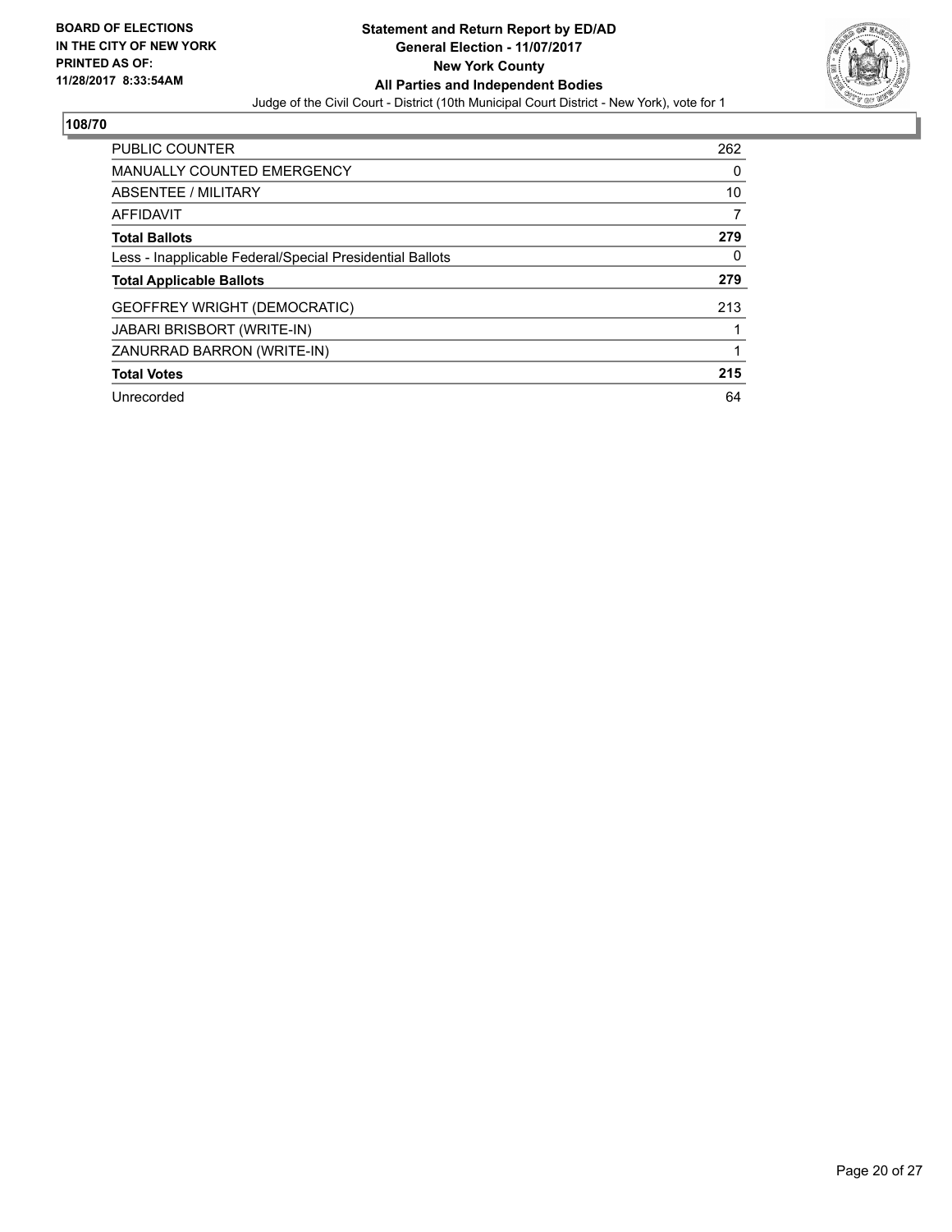BOARD OF ELECTIONS
IN THE CITY OF NEW YORK
PRINTED AS OF:
11/28/2017 8:33:54AM

**Statement and Return Report by ED/AD**
**General Election - 11/07/2017**
**New York County**
**All Parties and Independent Bodies**
Judge of the Civil Court - District (10th Municipal Court District - New York), vote for 1

**108/70**

| | |
|---|---|
| PUBLIC COUNTER | 262 |
| MANUALLY COUNTED EMERGENCY | 0 |
| ABSENTEE / MILITARY | 10 |
| AFFIDAVIT | 7 |
| **Total Ballots** | **279** |
| Less - Inapplicable Federal/Special Presidential Ballots | 0 |
| **Total Applicable Ballots** | **279** |
| GEOFFREY WRIGHT (DEMOCRATIC) | 213 |
| JABARI BRISBORT (WRITE-IN) | 1 |
| ZANURRAD BARRON (WRITE-IN) | 1 |
| **Total Votes** | **215** |
| Unrecorded | 64 |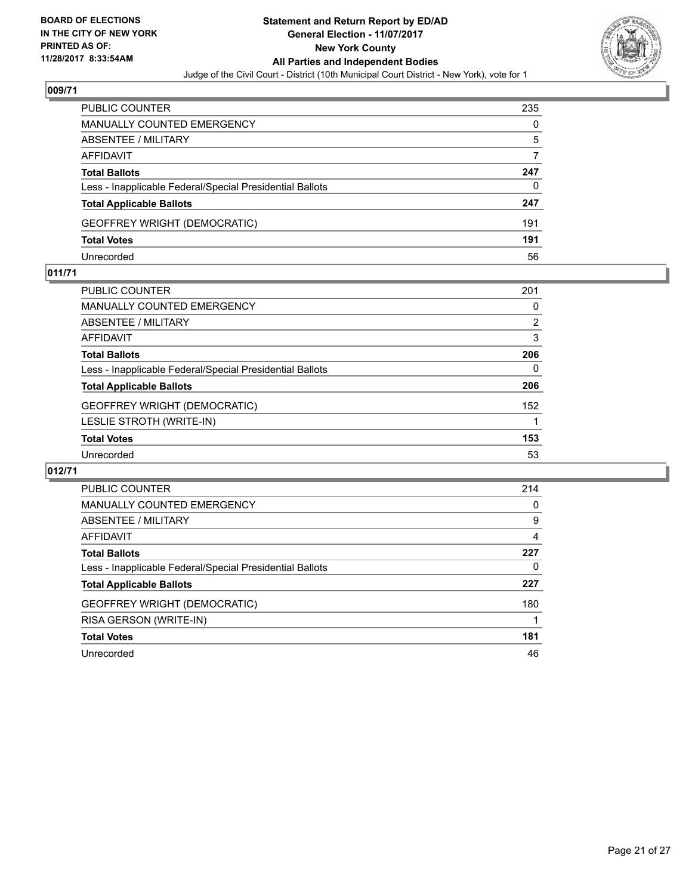**BOARD OF ELECTIONS IN THE CITY OF NEW YORK PRINTED AS OF: 11/28/2017 8:33:54AM**

**Statement and Return Report by ED/AD General Election - 11/07/2017 New York County All Parties and Independent Bodies**

Judge of the Civil Court - District (10th Municipal Court District - New York), vote for 1

## 009/71

| | |
|---|---|
| PUBLIC COUNTER | 235 |
| MANUALLY COUNTED EMERGENCY | 0 |
| ABSENTEE / MILITARY | 5 |
| AFFIDAVIT | 7 |
| **Total Ballots** | **247** |
| Less - Inapplicable Federal/Special Presidential Ballots | 0 |
| **Total Applicable Ballots** | **247** |
| GEOFFREY WRIGHT (DEMOCRATIC) | 191 |
| **Total Votes** | **191** |
| Unrecorded | 56 |

## 011/71

| | |
|---|---|
| PUBLIC COUNTER | 201 |
| MANUALLY COUNTED EMERGENCY | 0 |
| ABSENTEE / MILITARY | 2 |
| AFFIDAVIT | 3 |
| **Total Ballots** | **206** |
| Less - Inapplicable Federal/Special Presidential Ballots | 0 |
| **Total Applicable Ballots** | **206** |
| GEOFFREY WRIGHT (DEMOCRATIC) | 152 |
| LESLIE STROTH (WRITE-IN) | 1 |
| **Total Votes** | **153** |
| Unrecorded | 53 |

## 012/71

| | |
|---|---|
| PUBLIC COUNTER | 214 |
| MANUALLY COUNTED EMERGENCY | 0 |
| ABSENTEE / MILITARY | 9 |
| AFFIDAVIT | 4 |
| **Total Ballots** | **227** |
| Less - Inapplicable Federal/Special Presidential Ballots | 0 |
| **Total Applicable Ballots** | **227** |
| GEOFFREY WRIGHT (DEMOCRATIC) | 180 |
| RISA GERSON (WRITE-IN) | 1 |
| **Total Votes** | **181** |
| Unrecorded | 46 |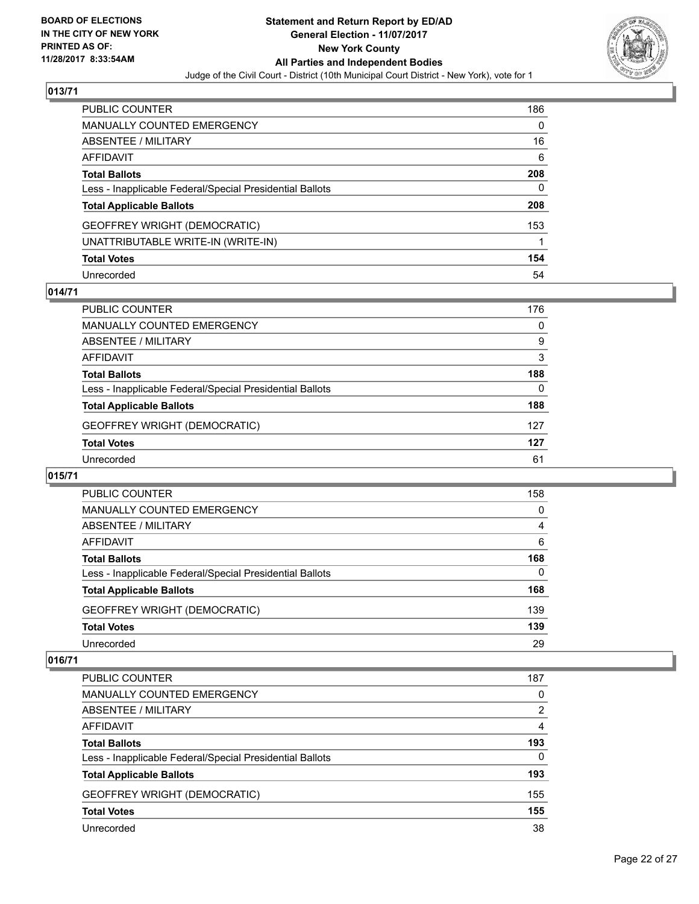# Statement and Return Report by ED/AD
## General Election - 11/07/2017
## New York County
## All Parties and Independent Bodies
Judge of the Civil Court - District (10th Municipal Court District - New York), vote for 1

BOARD OF ELECTIONS IN THE CITY OF NEW YORK PRINTED AS OF: 11/28/2017 8:33:54AM

### 013/71

| | |
|---|---|
| PUBLIC COUNTER | 186 |
| MANUALLY COUNTED EMERGENCY | 0 |
| ABSENTEE / MILITARY | 16 |
| AFFIDAVIT | 6 |
| **Total Ballots** | **208** |
| Less - Inapplicable Federal/Special Presidential Ballots | 0 |
| **Total Applicable Ballots** | **208** |
| GEOFFREY WRIGHT (DEMOCRATIC) | 153 |
| UNATTRIBUTABLE WRITE-IN (WRITE-IN) | 1 |
| **Total Votes** | **154** |
| Unrecorded | 54 |

### 014/71

| | |
|---|---|
| PUBLIC COUNTER | 176 |
| MANUALLY COUNTED EMERGENCY | 0 |
| ABSENTEE / MILITARY | 9 |
| AFFIDAVIT | 3 |
| **Total Ballots** | **188** |
| Less - Inapplicable Federal/Special Presidential Ballots | 0 |
| **Total Applicable Ballots** | **188** |
| GEOFFREY WRIGHT (DEMOCRATIC) | 127 |
| **Total Votes** | **127** |
| Unrecorded | 61 |

### 015/71

| | |
|---|---|
| PUBLIC COUNTER | 158 |
| MANUALLY COUNTED EMERGENCY | 0 |
| ABSENTEE / MILITARY | 4 |
| AFFIDAVIT | 6 |
| **Total Ballots** | **168** |
| Less - Inapplicable Federal/Special Presidential Ballots | 0 |
| **Total Applicable Ballots** | **168** |
| GEOFFREY WRIGHT (DEMOCRATIC) | 139 |
| **Total Votes** | **139** |
| Unrecorded | 29 |

### 016/71

| | |
|---|---|
| PUBLIC COUNTER | 187 |
| MANUALLY COUNTED EMERGENCY | 0 |
| ABSENTEE / MILITARY | 2 |
| AFFIDAVIT | 4 |
| **Total Ballots** | **193** |
| Less - Inapplicable Federal/Special Presidential Ballots | 0 |
| **Total Applicable Ballots** | **193** |
| GEOFFREY WRIGHT (DEMOCRATIC) | 155 |
| **Total Votes** | **155** |
| Unrecorded | 38 |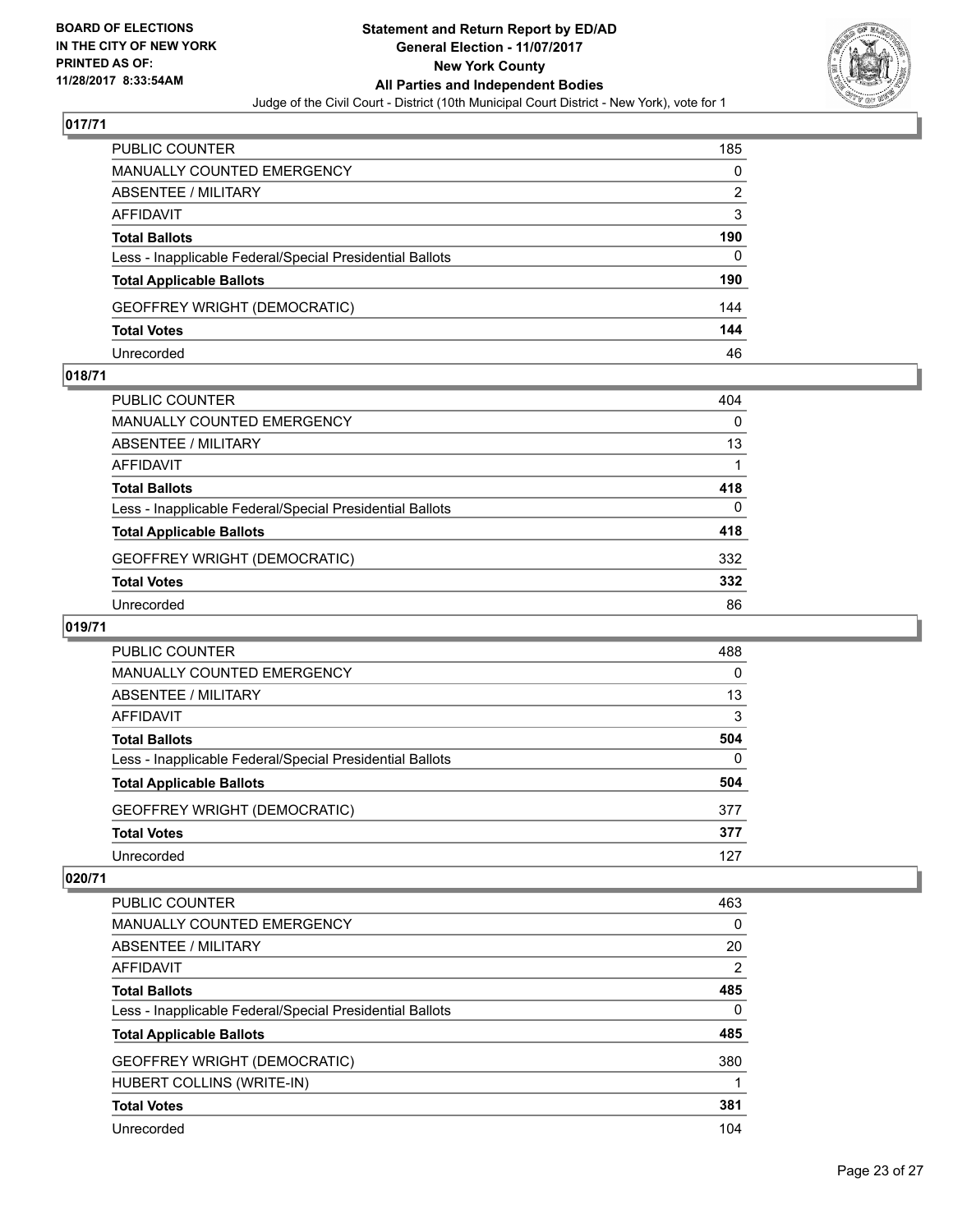### 017/71

| | |
|---|---|
| PUBLIC COUNTER | 185 |
| MANUALLY COUNTED EMERGENCY | 0 |
| ABSENTEE / MILITARY | 2 |
| AFFIDAVIT | 3 |
| **Total Ballots** | **190** |
| Less - Inapplicable Federal/Special Presidential Ballots | 0 |
| **Total Applicable Ballots** | **190** |
| GEOFFREY WRIGHT (DEMOCRATIC) | 144 |
| **Total Votes** | **144** |
| Unrecorded | 46 |

### 018/71

| | |
|---|---|
| PUBLIC COUNTER | 404 |
| MANUALLY COUNTED EMERGENCY | 0 |
| ABSENTEE / MILITARY | 13 |
| AFFIDAVIT | 1 |
| **Total Ballots** | **418** |
| Less - Inapplicable Federal/Special Presidential Ballots | 0 |
| **Total Applicable Ballots** | **418** |
| GEOFFREY WRIGHT (DEMOCRATIC) | 332 |
| **Total Votes** | **332** |
| Unrecorded | 86 |

### 019/71

| | |
|---|---|
| PUBLIC COUNTER | 488 |
| MANUALLY COUNTED EMERGENCY | 0 |
| ABSENTEE / MILITARY | 13 |
| AFFIDAVIT | 3 |
| **Total Ballots** | **504** |
| Less - Inapplicable Federal/Special Presidential Ballots | 0 |
| **Total Applicable Ballots** | **504** |
| GEOFFREY WRIGHT (DEMOCRATIC) | 377 |
| **Total Votes** | **377** |
| Unrecorded | 127 |

### 020/71

| | |
|---|---|
| PUBLIC COUNTER | 463 |
| MANUALLY COUNTED EMERGENCY | 0 |
| ABSENTEE / MILITARY | 20 |
| AFFIDAVIT | 2 |
| **Total Ballots** | **485** |
| Less - Inapplicable Federal/Special Presidential Ballots | 0 |
| **Total Applicable Ballots** | **485** |
| GEOFFREY WRIGHT (DEMOCRATIC) | 380 |
| HUBERT COLLINS (WRITE-IN) | 1 |
| **Total Votes** | **381** |
| Unrecorded | 104 |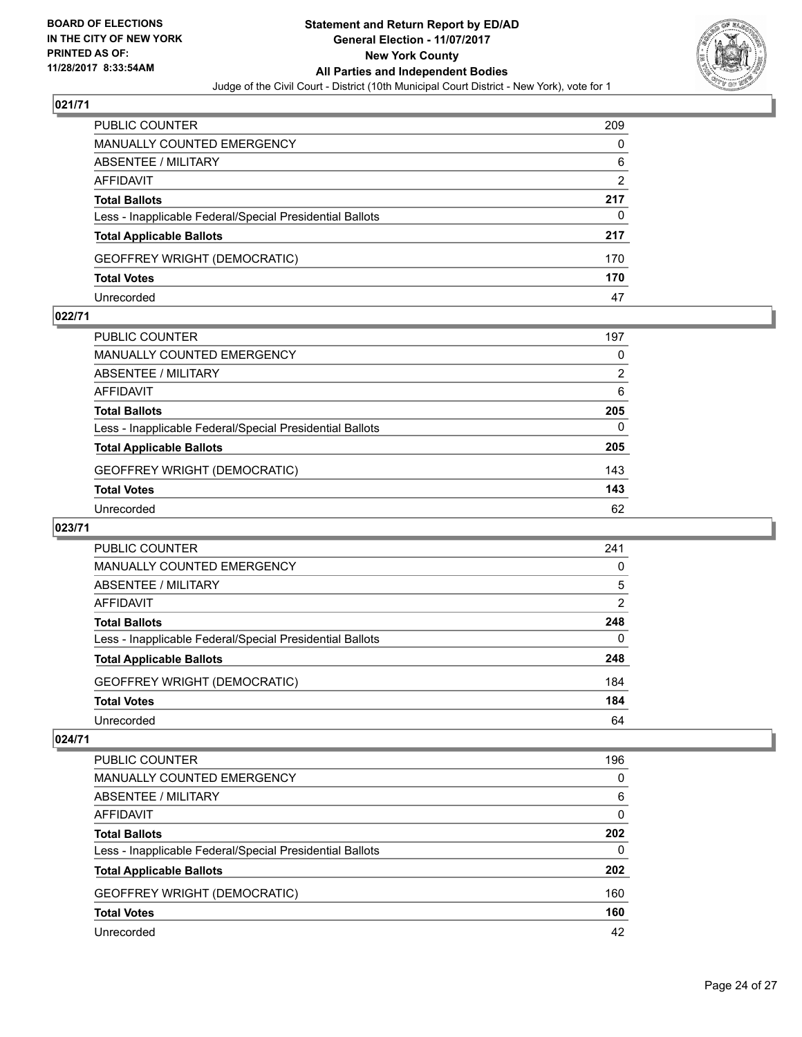**BOARD OF ELECTIONS IN THE CITY OF NEW YORK PRINTED AS OF: 11/28/2017 8:33:54AM**

# Statement and Return Report by ED/AD
## General Election - 11/07/2017
## New York County
## All Parties and Independent Bodies
### Judge of the Civil Court - District (10th Municipal Court District - New York), vote for 1

### 021/71

| | |
|---|---|
| PUBLIC COUNTER | 209 |
| MANUALLY COUNTED EMERGENCY | 0 |
| ABSENTEE / MILITARY | 6 |
| AFFIDAVIT | 2 |
| **Total Ballots** | **217** |
| Less - Inapplicable Federal/Special Presidential Ballots | 0 |
| **Total Applicable Ballots** | **217** |
| GEOFFREY WRIGHT (DEMOCRATIC) | 170 |
| **Total Votes** | **170** |
| Unrecorded | 47 |

### 022/71

| | |
|---|---|
| PUBLIC COUNTER | 197 |
| MANUALLY COUNTED EMERGENCY | 0 |
| ABSENTEE / MILITARY | 2 |
| AFFIDAVIT | 6 |
| **Total Ballots** | **205** |
| Less - Inapplicable Federal/Special Presidential Ballots | 0 |
| **Total Applicable Ballots** | **205** |
| GEOFFREY WRIGHT (DEMOCRATIC) | 143 |
| **Total Votes** | **143** |
| Unrecorded | 62 |

### 023/71

| | |
|---|---|
| PUBLIC COUNTER | 241 |
| MANUALLY COUNTED EMERGENCY | 0 |
| ABSENTEE / MILITARY | 5 |
| AFFIDAVIT | 2 |
| **Total Ballots** | **248** |
| Less - Inapplicable Federal/Special Presidential Ballots | 0 |
| **Total Applicable Ballots** | **248** |
| GEOFFREY WRIGHT (DEMOCRATIC) | 184 |
| **Total Votes** | **184** |
| Unrecorded | 64 |

### 024/71

| | |
|---|---|
| PUBLIC COUNTER | 196 |
| MANUALLY COUNTED EMERGENCY | 0 |
| ABSENTEE / MILITARY | 6 |
| AFFIDAVIT | 0 |
| **Total Ballots** | **202** |
| Less - Inapplicable Federal/Special Presidential Ballots | 0 |
| **Total Applicable Ballots** | **202** |
| GEOFFREY WRIGHT (DEMOCRATIC) | 160 |
| **Total Votes** | **160** |
| Unrecorded | 42 |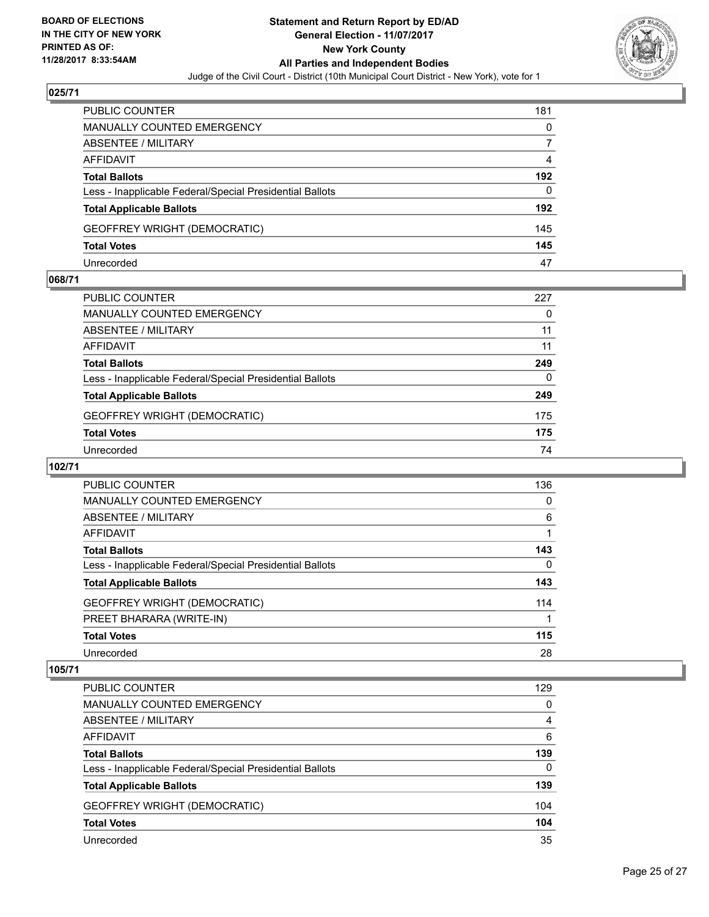**BOARD OF ELECTIONS IN THE CITY OF NEW YORK PRINTED AS OF: 11/28/2017 8:33:54AM**

# Statement and Return Report by ED/AD
## General Election - 11/07/2017
## New York County
## All Parties and Independent Bodies
Judge of the Civil Court - District (10th Municipal Court District - New York), vote for 1

### 025/71

| | |
|---|---|
| PUBLIC COUNTER | 181 |
| MANUALLY COUNTED EMERGENCY | 0 |
| ABSENTEE / MILITARY | 7 |
| AFFIDAVIT | 4 |
| **Total Ballots** | **192** |
| Less - Inapplicable Federal/Special Presidential Ballots | 0 |
| **Total Applicable Ballots** | **192** |
| GEOFFREY WRIGHT (DEMOCRATIC) | 145 |
| **Total Votes** | **145** |
| Unrecorded | 47 |

### 068/71

| | |
|---|---|
| PUBLIC COUNTER | 227 |
| MANUALLY COUNTED EMERGENCY | 0 |
| ABSENTEE / MILITARY | 11 |
| AFFIDAVIT | 11 |
| **Total Ballots** | **249** |
| Less - Inapplicable Federal/Special Presidential Ballots | 0 |
| **Total Applicable Ballots** | **249** |
| GEOFFREY WRIGHT (DEMOCRATIC) | 175 |
| **Total Votes** | **175** |
| Unrecorded | 74 |

### 102/71

| | |
|---|---|
| PUBLIC COUNTER | 136 |
| MANUALLY COUNTED EMERGENCY | 0 |
| ABSENTEE / MILITARY | 6 |
| AFFIDAVIT | 1 |
| **Total Ballots** | **143** |
| Less - Inapplicable Federal/Special Presidential Ballots | 0 |
| **Total Applicable Ballots** | **143** |
| GEOFFREY WRIGHT (DEMOCRATIC) | 114 |
| PREET BHARARA (WRITE-IN) | 1 |
| **Total Votes** | **115** |
| Unrecorded | 28 |

### 105/71

| | |
|---|---|
| PUBLIC COUNTER | 129 |
| MANUALLY COUNTED EMERGENCY | 0 |
| ABSENTEE / MILITARY | 4 |
| AFFIDAVIT | 6 |
| **Total Ballots** | **139** |
| Less - Inapplicable Federal/Special Presidential Ballots | 0 |
| **Total Applicable Ballots** | **139** |
| GEOFFREY WRIGHT (DEMOCRATIC) | 104 |
| **Total Votes** | **104** |
| Unrecorded | 35 |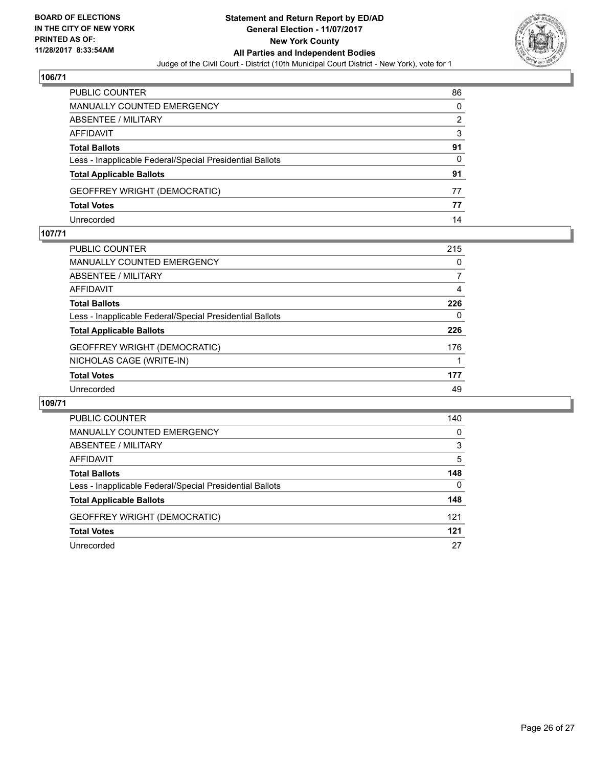BOARD OF ELECTIONS
IN THE CITY OF NEW YORK
PRINTED AS OF:
11/28/2017 8:33:54AM

**Statement and Return Report by ED/AD**
**General Election - 11/07/2017**
**New York County**
**All Parties and Independent Bodies**
Judge of the Civil Court - District (10th Municipal Court District - New York), vote for 1

**106/71**

| | |
|---|---|
| PUBLIC COUNTER | 86 |
| MANUALLY COUNTED EMERGENCY | 0 |
| ABSENTEE / MILITARY | 2 |
| AFFIDAVIT | 3 |
| **Total Ballots** | **91** |
| Less - Inapplicable Federal/Special Presidential Ballots | 0 |
| **Total Applicable Ballots** | **91** |
| GEOFFREY WRIGHT (DEMOCRATIC) | 77 |
| **Total Votes** | **77** |
| Unrecorded | 14 |

**107/71**

| | |
|---|---|
| PUBLIC COUNTER | 215 |
| MANUALLY COUNTED EMERGENCY | 0 |
| ABSENTEE / MILITARY | 7 |
| AFFIDAVIT | 4 |
| **Total Ballots** | **226** |
| Less - Inapplicable Federal/Special Presidential Ballots | 0 |
| **Total Applicable Ballots** | **226** |
| GEOFFREY WRIGHT (DEMOCRATIC) | 176 |
| NICHOLAS CAGE (WRITE-IN) | 1 |
| **Total Votes** | **177** |
| Unrecorded | 49 |

**109/71**

| | |
|---|---|
| PUBLIC COUNTER | 140 |
| MANUALLY COUNTED EMERGENCY | 0 |
| ABSENTEE / MILITARY | 3 |
| AFFIDAVIT | 5 |
| **Total Ballots** | **148** |
| Less - Inapplicable Federal/Special Presidential Ballots | 0 |
| **Total Applicable Ballots** | **148** |
| GEOFFREY WRIGHT (DEMOCRATIC) | 121 |
| **Total Votes** | **121** |
| Unrecorded | 27 |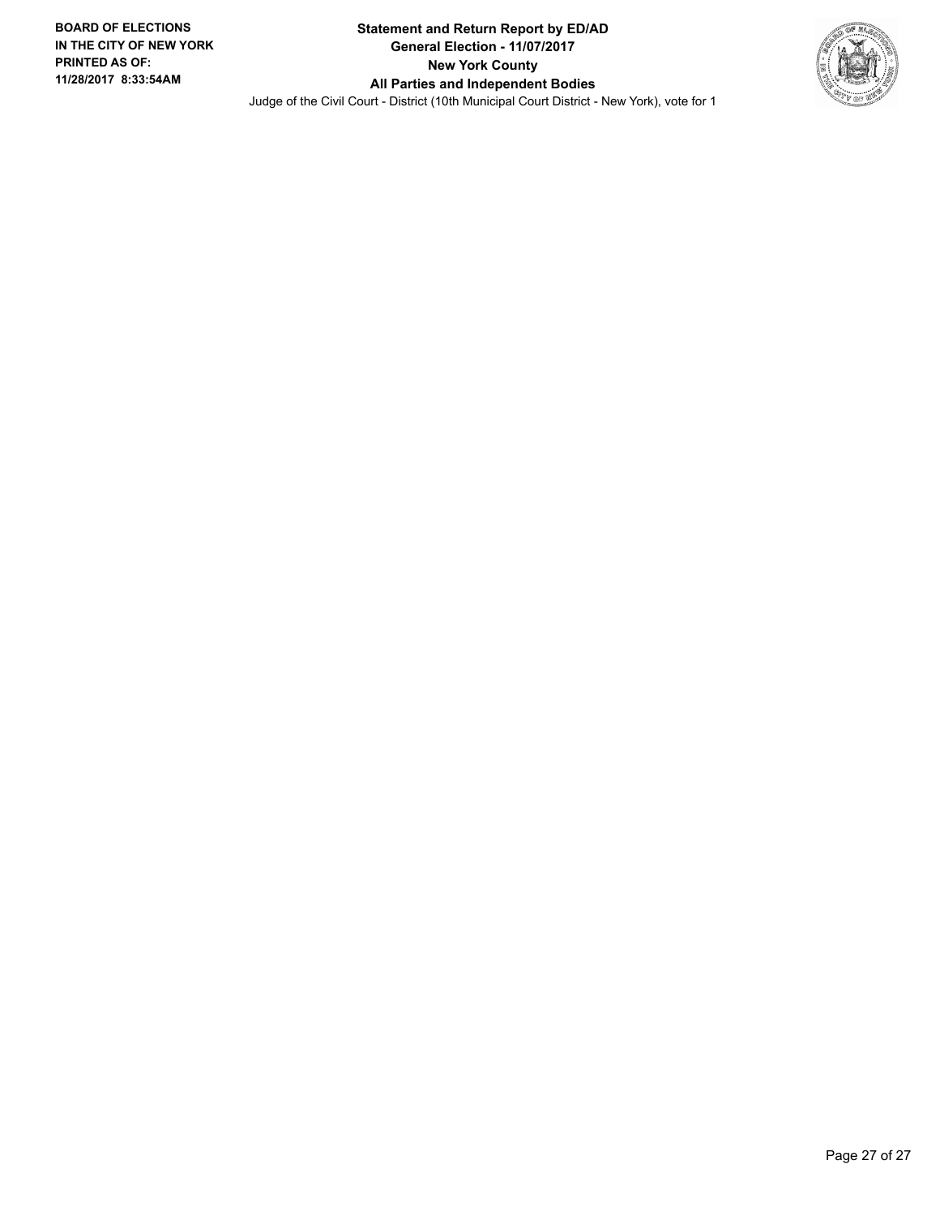**BOARD OF ELECTIONS IN THE CITY OF NEW YORK**
**PRINTED AS OF: 11/28/2017 8:33:54AM**

**Statement and Return Report by ED/AD**
**General Election - 11/07/2017**
**New York County**
**All Parties and Independent Bodies**
Judge of the Civil Court - District (10th Municipal Court District - New York), vote for 1